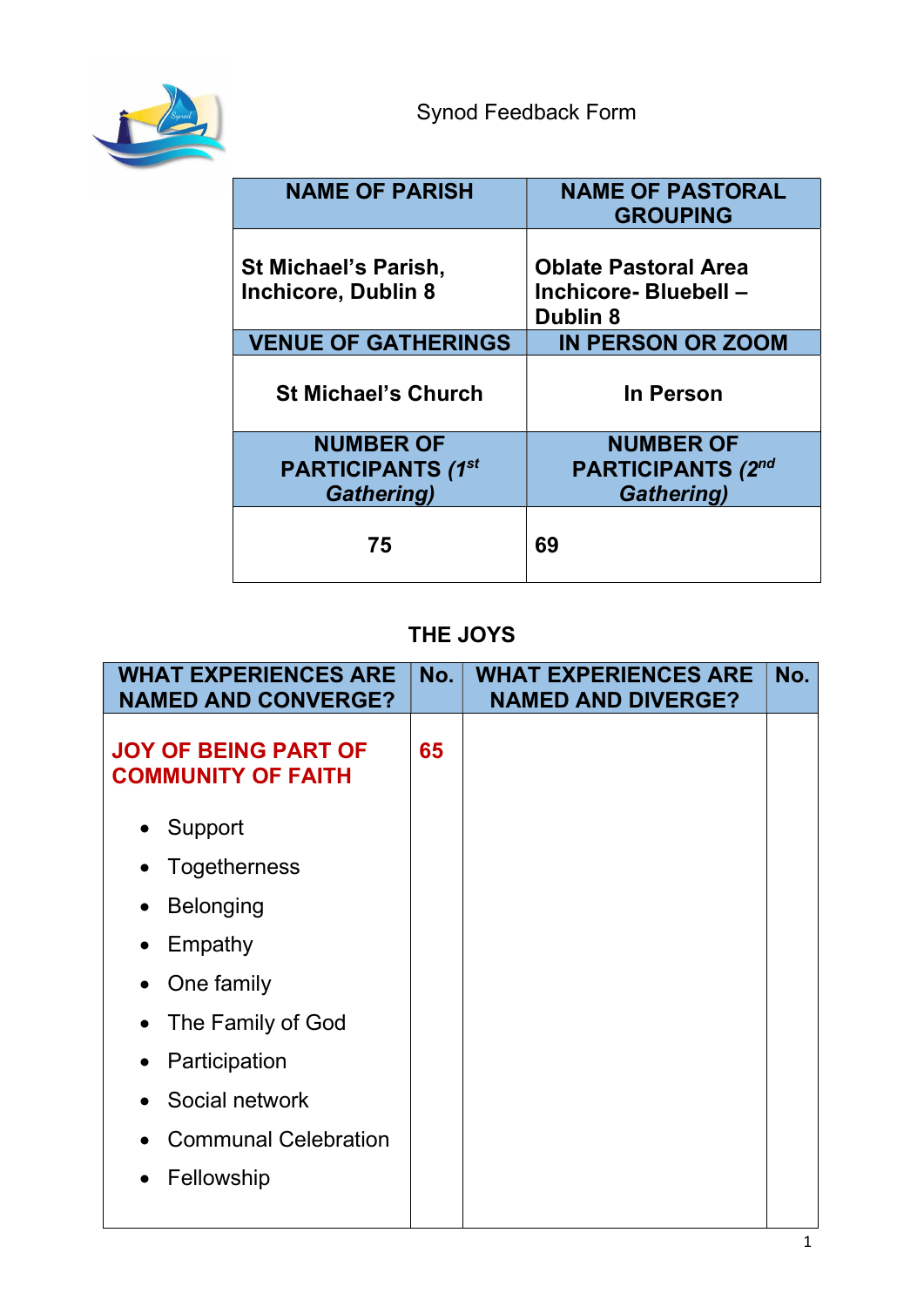Synod Feedback Form

| NAME OF PARISH | NAME OF PASTORAL GROUPING |
| --- | --- |
| **St Michael's Parish, Inchicore, Dublin 8** | **Oblate Pastoral Area Inchicore- Bluebell – Dublin 8** |
| **VENUE OF GATHERINGS** | **IN PERSON OR ZOOM** |
| **St Michael's Church** | **In Person** |
| **NUMBER OF PARTICIPANTS (1st Gathering)** | **NUMBER OF PARTICIPANTS (2nd Gathering)** |
| **75** | **69** |

## THE JOYS

| WHAT EXPERIENCES ARE NAMED AND CONVERGE? | No. | WHAT EXPERIENCES ARE NAMED AND DIVERGE? | No. |
| --- | --- | --- | --- |
| **JOY OF BEING PART OF COMMUNITY OF FAITH**<br>• Support<br>• Togetherness<br>• Belonging<br>• Empathy<br>• One family<br>• The Family of God<br>• Participation<br>• Social network<br>• Communal Celebration<br>• Fellowship | **65** | | |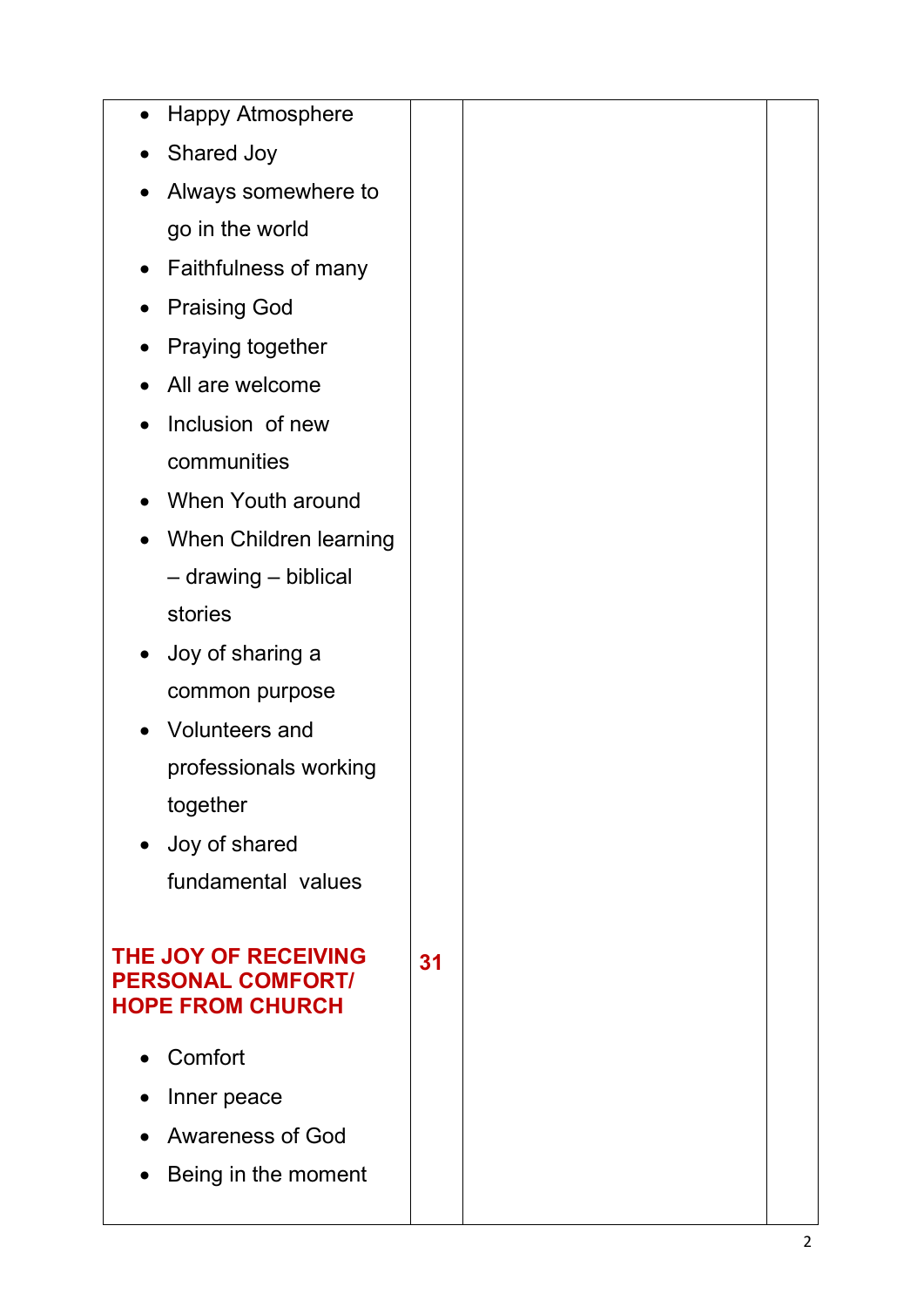| | | | |
|---|---|---|---|
| <ul><li>Happy Atmosphere</li><li>Shared Joy</li><li>Always somewhere to go in the world</li><li>Faithfulness of many</li><li>Praising God</li><li>Praying together</li><li>All are welcome</li><li>Inclusion of new communities</li><li>When Youth around</li><li>When Children learning – drawing – biblical stories</li><li>Joy of sharing a common purpose</li><li>Volunteers and professionals working together</li><li>Joy of shared fundamental values</li></ul> **THE JOY OF RECEIVING PERSONAL COMFORT/ HOPE FROM CHURCH** <ul><li>Comfort</li><li>Inner peace</li><li>Awareness of God</li><li>Being in the moment</li></ul> | **31** | | |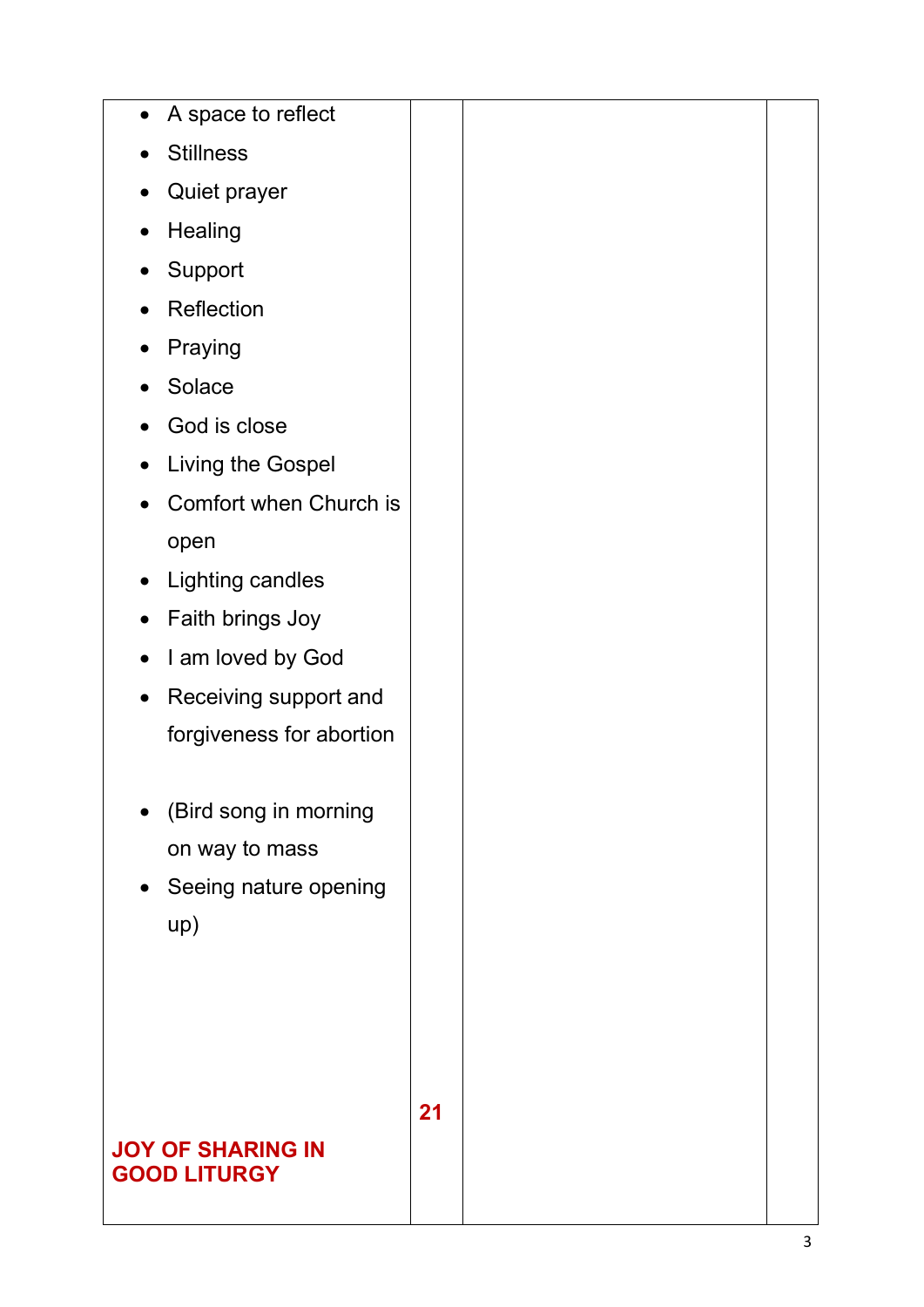| | | | |
|---|---|---|---|
| • A space to reflect<br>• Stillness<br>• Quiet prayer<br>• Healing<br>• Support<br>• Reflection<br>• Praying<br>• Solace<br>• God is close<br>• Living the Gospel<br>• Comfort when Church is open<br>• Lighting candles<br>• Faith brings Joy<br>• I am loved by God<br>• Receiving support and forgiveness for abortion<br><br>• (Bird song in morning on way to mass<br>• Seeing nature opening up) | | | |
| **JOY OF SHARING IN GOOD LITURGY** | **21** | | |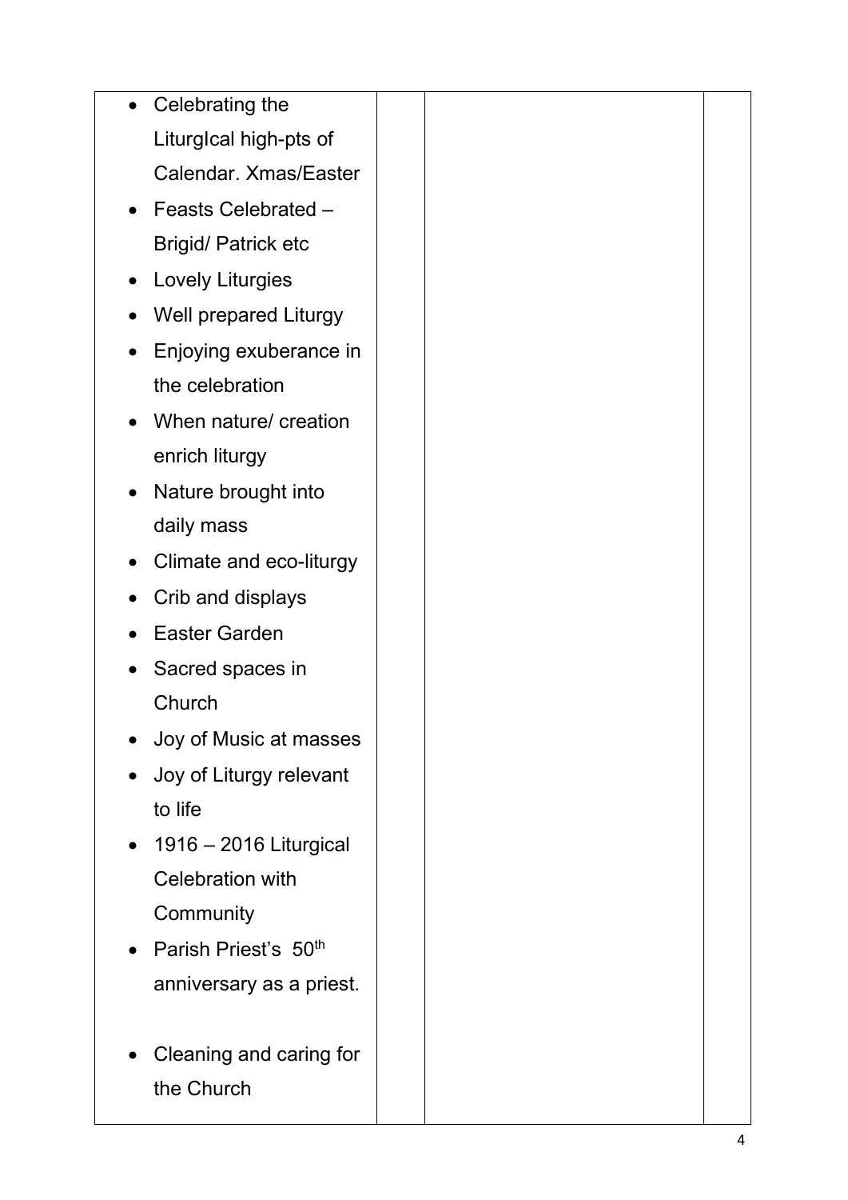| | | | |
|---|---|---|---|
| <ul><li>Celebrating the LiturgIcal high-pts of Calendar. Xmas/Easter</li><li>Feasts Celebrated – Brigid/ Patrick etc</li><li>Lovely Liturgies</li><li>Well prepared Liturgy</li><li>Enjoying exuberance in the celebration</li><li>When nature/ creation enrich liturgy</li><li>Nature brought into daily mass</li><li>Climate and eco-liturgy</li><li>Crib and displays</li><li>Easter Garden</li><li>Sacred spaces in Church</li><li>Joy of Music at masses</li><li>Joy of Liturgy relevant to life</li><li>1916 – 2016 Liturgical Celebration with Community</li><li>Parish Priest's 50th anniversary as a priest.</li><li>Cleaning and caring for the Church</li></ul> | | | |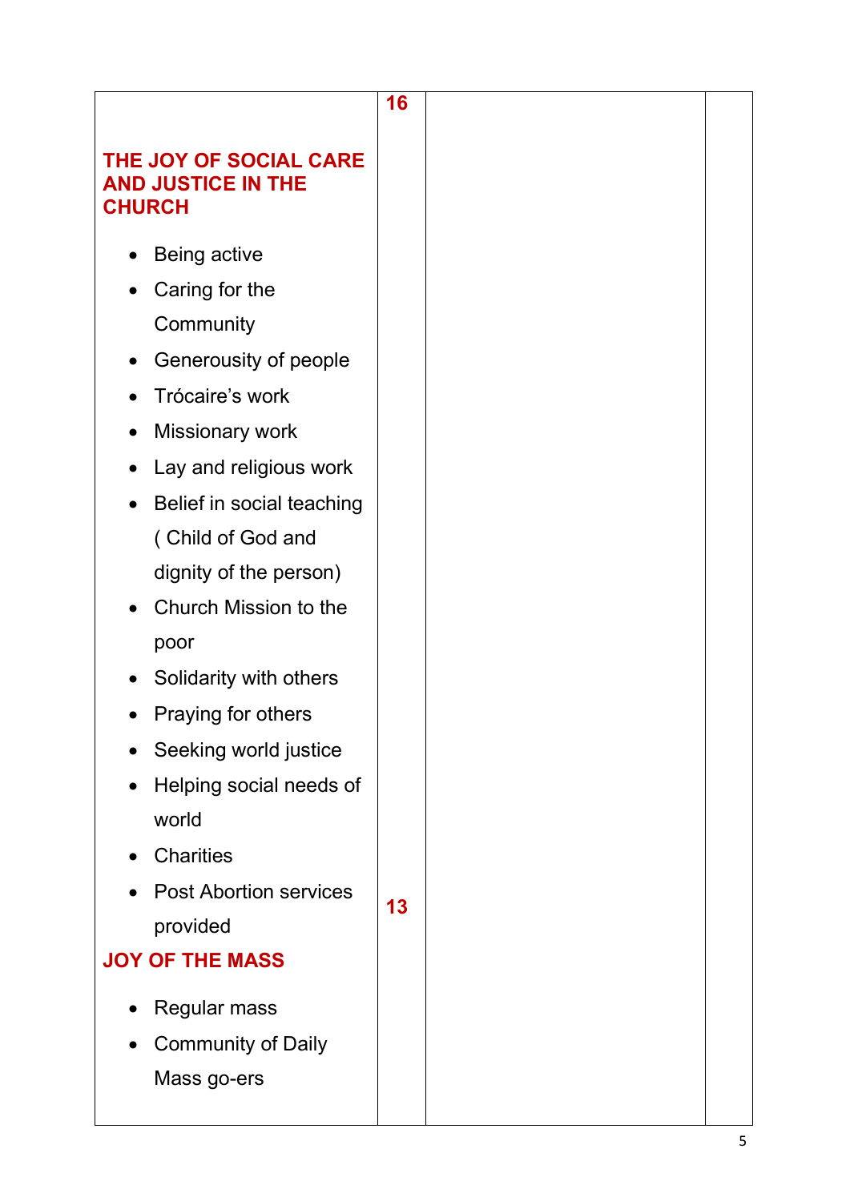| | | | |
|---|---|---|---|
| **THE JOY OF SOCIAL CARE AND JUSTICE IN THE CHURCH**<br><br>• Being active<br>• Caring for the Community<br>• Generousity of people<br>• Trócaire's work<br>• Missionary work<br>• Lay and religious work<br>• Belief in social teaching ( Child of God and dignity of the person)<br>• Church Mission to the poor<br>• Solidarity with others<br>• Praying for others<br>• Seeking world justice<br>• Helping social needs of world<br>• Charities<br>• Post Abortion services provided | **16** | | |
| **JOY OF THE MASS**<br><br>• Regular mass<br>• Community of Daily Mass go-ers | **13** | | |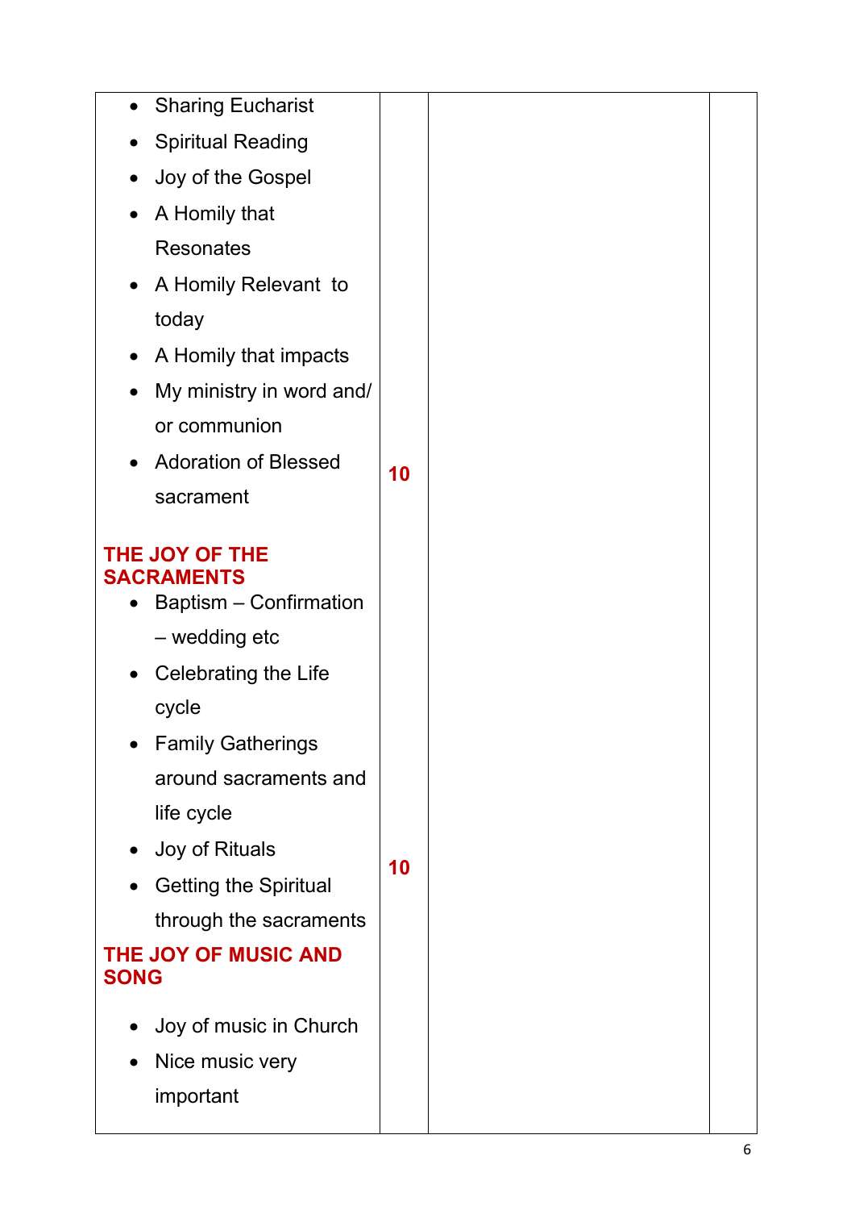| | | | |
|---|---|---|---|
| <ul><li>Sharing Eucharist</li><li>Spiritual Reading</li><li>Joy of the Gospel</li><li>A Homily that Resonates</li><li>A Homily Relevant to today</li><li>A Homily that impacts</li><li>My ministry in word and/ or communion</li><li>Adoration of Blessed sacrament</li></ul> | **10** | | |
| **THE JOY OF THE SACRAMENTS**<ul><li>Baptism – Confirmation – wedding etc</li><li>Celebrating the Life cycle</li><li>Family Gatherings around sacraments and life cycle</li><li>Joy of Rituals</li><li>Getting the Spiritual through the sacraments</li></ul> | **10** | | |
| **THE JOY OF MUSIC AND SONG**<ul><li>Joy of music in Church</li><li>Nice music very important</li></ul> | | | |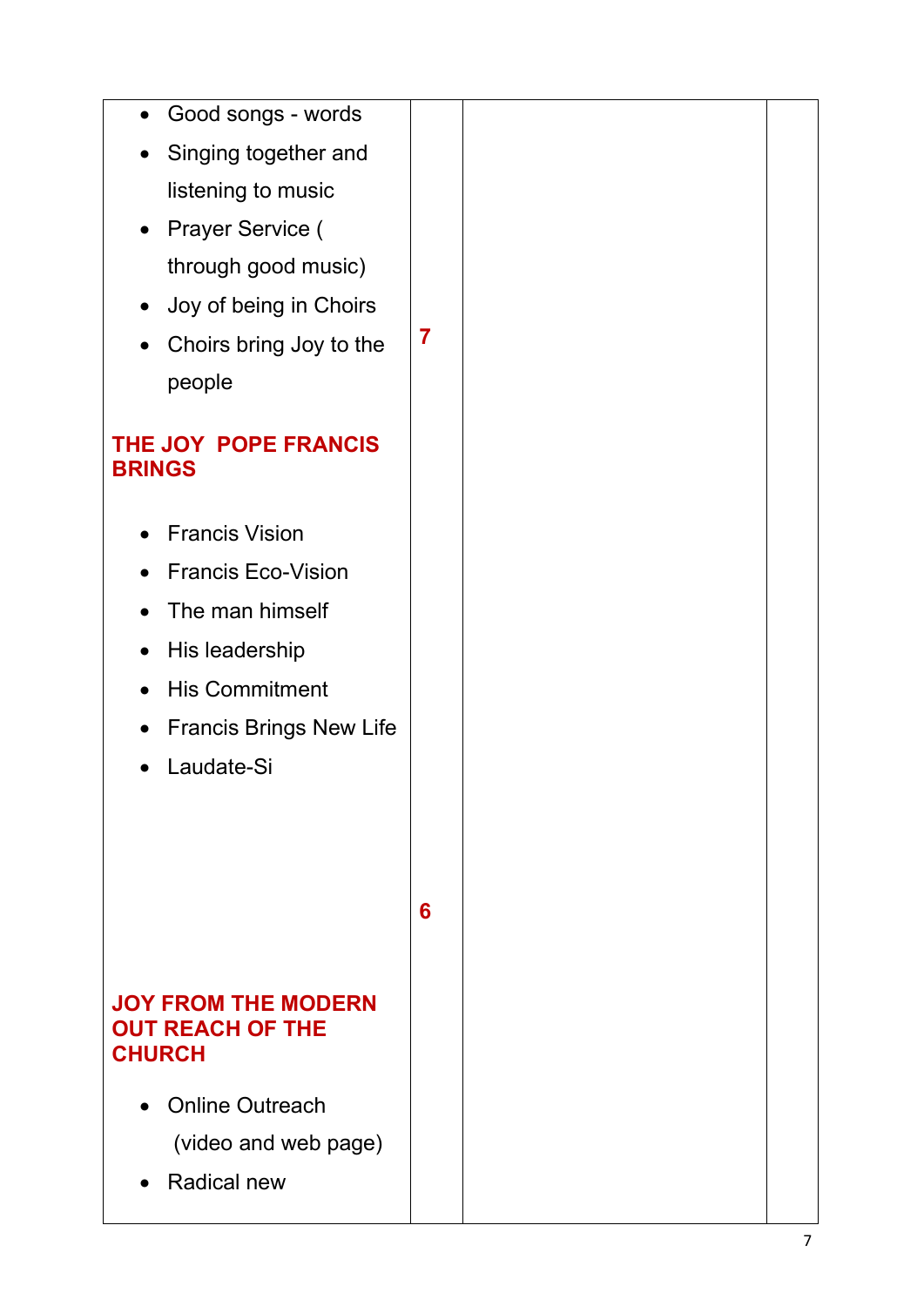| | | | |
|---|---|---|---|
| • Good songs - words<br>• Singing together and listening to music<br>• Prayer Service ( through good music)<br>• Joy of being in Choirs<br>• Choirs bring Joy to the people<br><br>**THE JOY POPE FRANCIS BRINGS**<br><br>• Francis Vision<br>• Francis Eco-Vision<br>• The man himself<br>• His leadership<br>• His Commitment<br>• Francis Brings New Life<br>• Laudate-Si<br><br>**JOY FROM THE MODERN OUT REACH OF THE CHURCH**<br><br>• Online Outreach (video and web page)<br>• Radical new | **7**<br><br><br><br><br><br>**6** | | |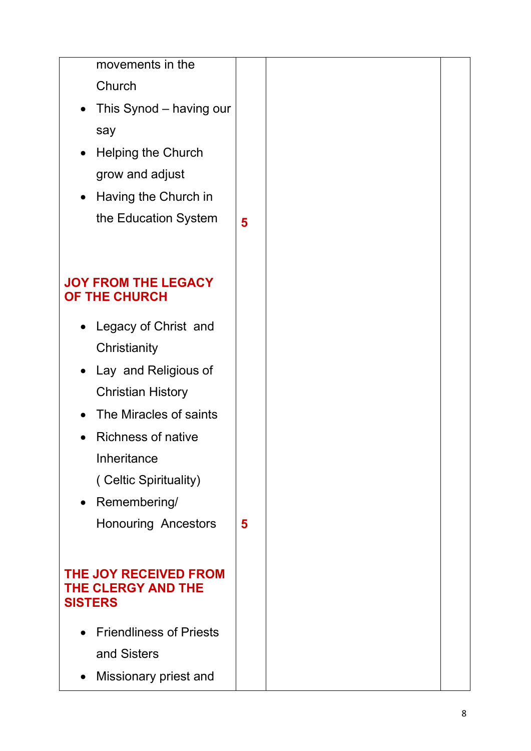| | | | |
|---|---|---|---|
| movements in the Church<br>• This Synod – having our say<br>• Helping the Church grow and adjust<br>• Having the Church in the Education System | **5** | | |
| **JOY FROM THE LEGACY OF THE CHURCH**<br>• Legacy of Christ and Christianity<br>• Lay and Religious of Christian History<br>• The Miracles of saints<br>• Richness of native Inheritance ( Celtic Spirituality)<br>• Remembering/ Honouring Ancestors | **5** | | |
| **THE JOY RECEIVED FROM THE CLERGY AND THE SISTERS**<br>• Friendliness of Priests and Sisters<br>• Missionary priest and | | | |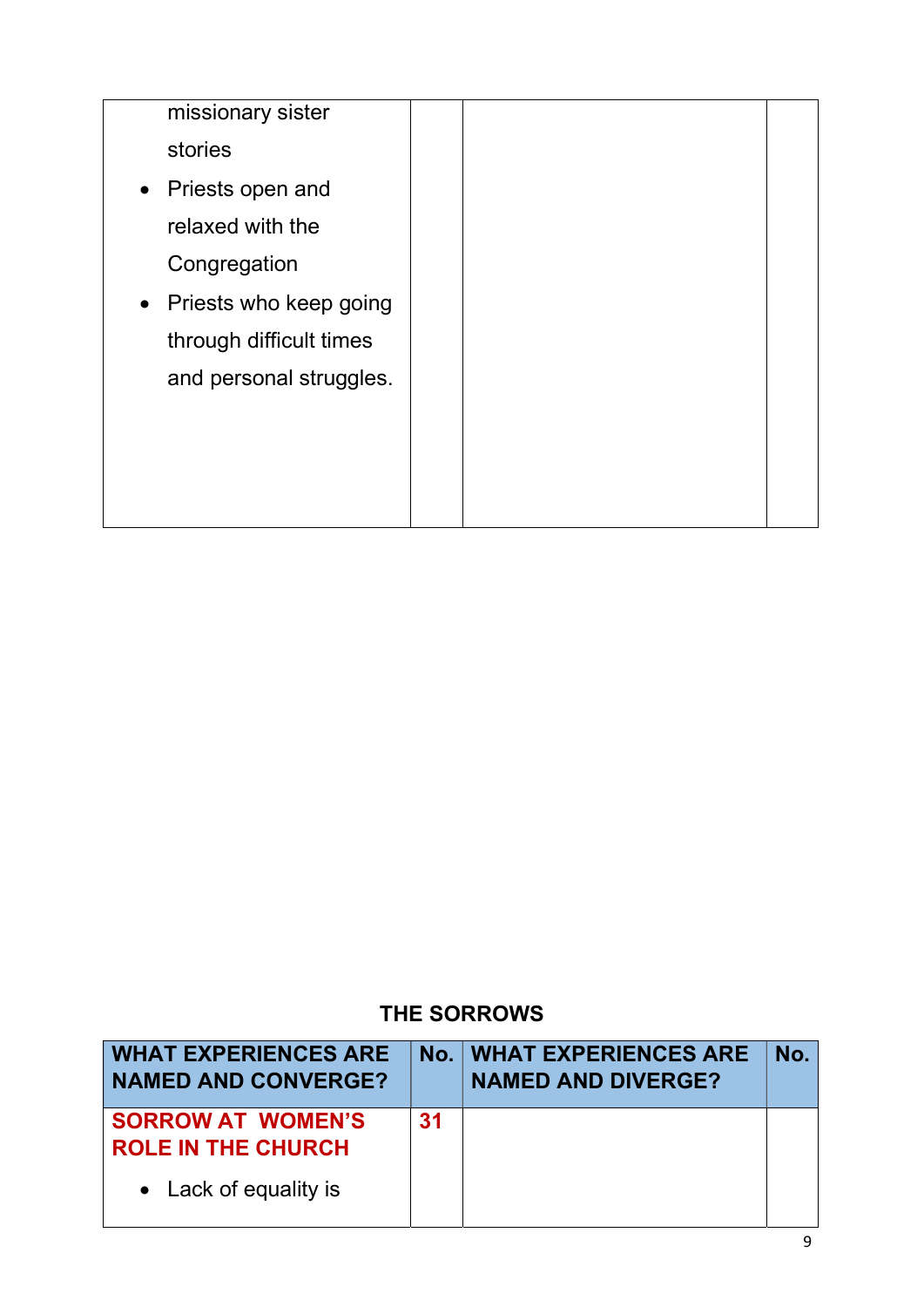| | | | |
|---|---|---|---|
| missionary sister stories<br>• Priests open and relaxed with the Congregation<br>• Priests who keep going through difficult times and personal struggles. | | | |

## THE SORROWS

| WHAT EXPERIENCES ARE NAMED AND CONVERGE? | No. | WHAT EXPERIENCES ARE NAMED AND DIVERGE? | No. |
|---|---|---|---|
| **SORROW AT WOMEN'S ROLE IN THE CHURCH**<br>• Lack of equality is | **31** | | |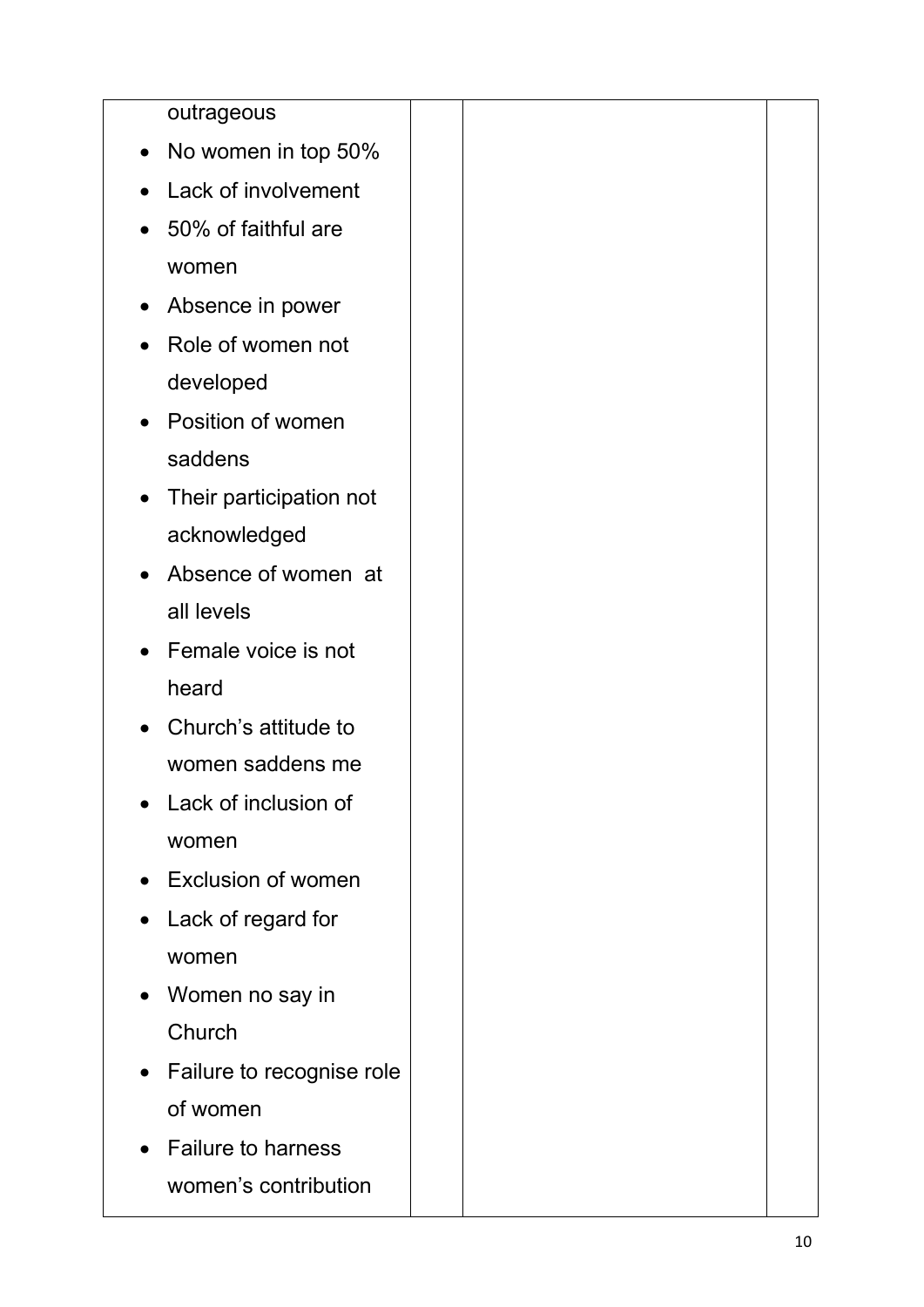| | | | |
|---|---|---|---|
| outrageous<br>• No women in top 50%<br>• Lack of involvement<br>• 50% of faithful are women<br>• Absence in power<br>• Role of women not developed<br>• Position of women saddens<br>• Their participation not acknowledged<br>• Absence of women at all levels<br>• Female voice is not heard<br>• Church's attitude to women saddens me<br>• Lack of inclusion of women<br>• Exclusion of women<br>• Lack of regard for women<br>• Women no say in Church<br>• Failure to recognise role of women<br>• Failure to harness women's contribution | | | |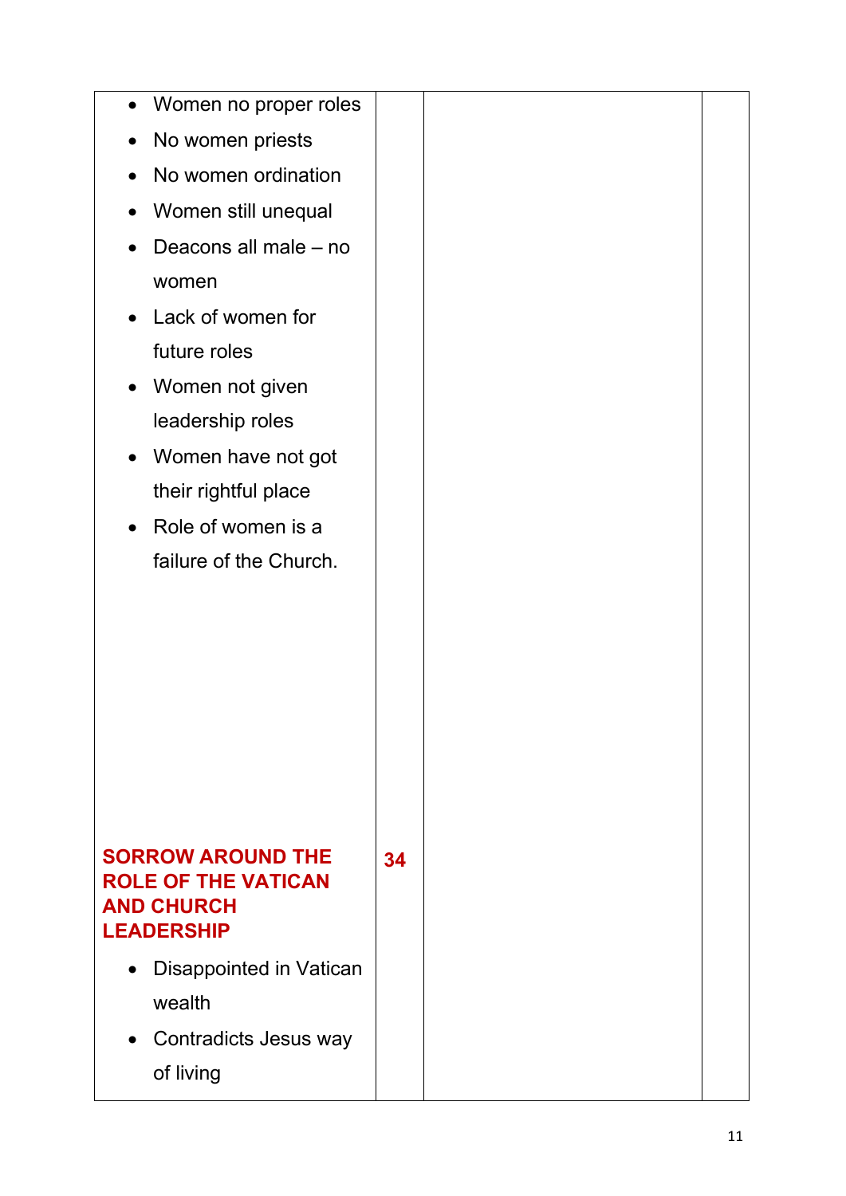| | | | |
|---|---|---|---|
| • Women no proper roles<br>• No women priests<br>• No women ordination<br>• Women still unequal<br>• Deacons all male – no women<br>• Lack of women for future roles<br>• Women not given leadership roles<br>• Women have not got their rightful place<br>• Role of women is a failure of the Church.<br><br>**SORROW AROUND THE ROLE OF THE VATICAN AND CHURCH LEADERSHIP**<br>• Disappointed in Vatican wealth<br>• Contradicts Jesus way of living | **34** | | |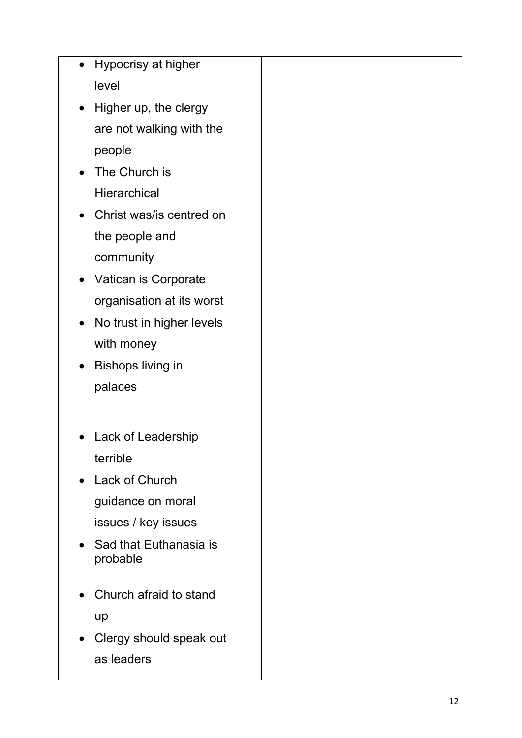| | | | |
|---|---|---|---|
| • Hypocrisy at higher level<br>• Higher up, the clergy are not walking with the people<br>• The Church is Hierarchical<br>• Christ was/is centred on the people and community<br>• Vatican is Corporate organisation at its worst<br>• No trust in higher levels with money<br>• Bishops living in palaces<br><br>• Lack of Leadership terrible<br>• Lack of Church guidance on moral issues / key issues<br>• Sad that Euthanasia is probable<br><br>• Church afraid to stand up<br>• Clergy should speak out as leaders | | | |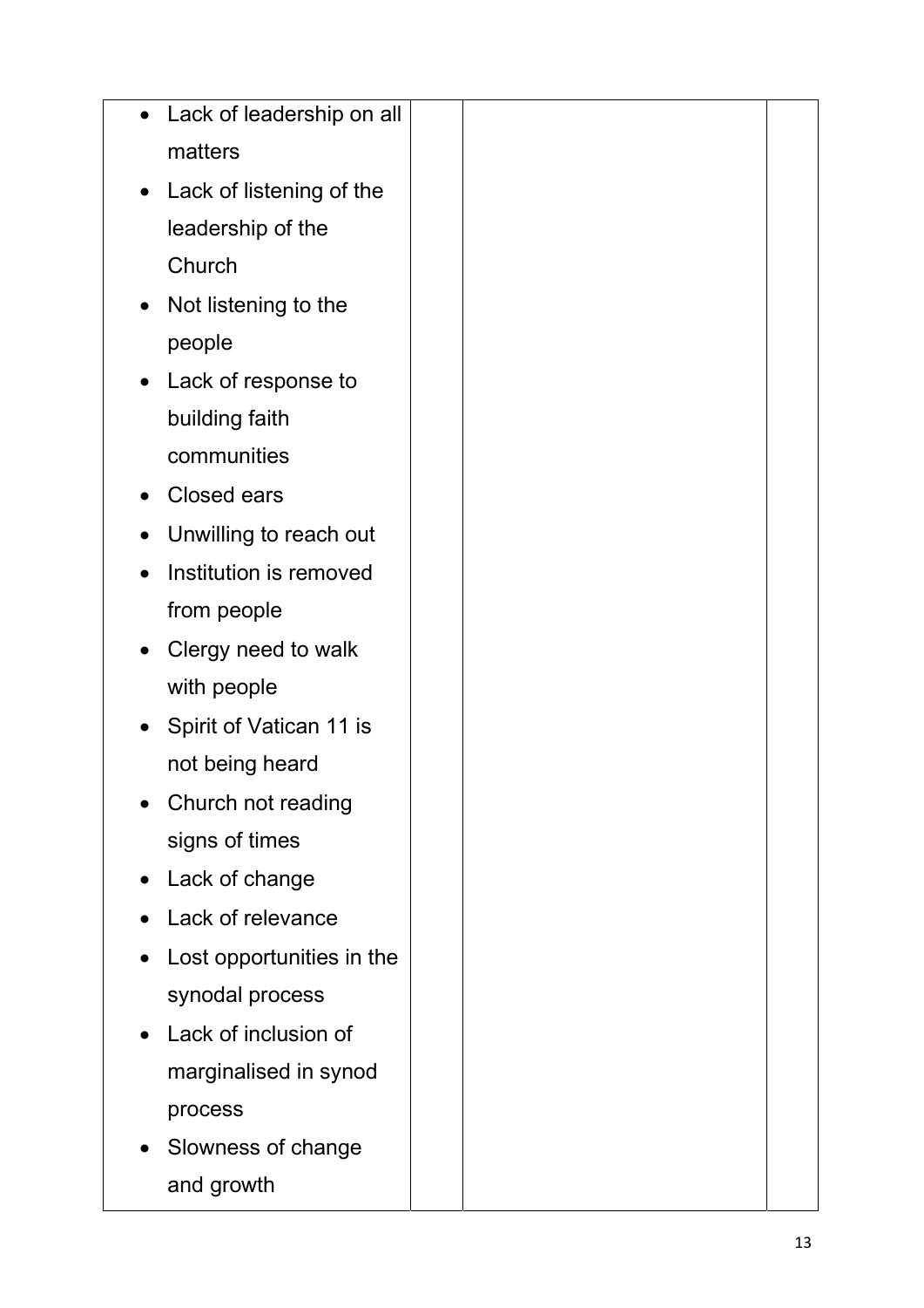| | | | |
|---|---|---|---|
| • Lack of leadership on all matters<br>• Lack of listening of the leadership of the Church<br>• Not listening to the people<br>• Lack of response to building faith communities<br>• Closed ears<br>• Unwilling to reach out<br>• Institution is removed from people<br>• Clergy need to walk with people<br>• Spirit of Vatican 11 is not being heard<br>• Church not reading signs of times<br>• Lack of change<br>• Lack of relevance<br>• Lost opportunities in the synodal process<br>• Lack of inclusion of marginalised in synod process<br>• Slowness of change and growth | | | |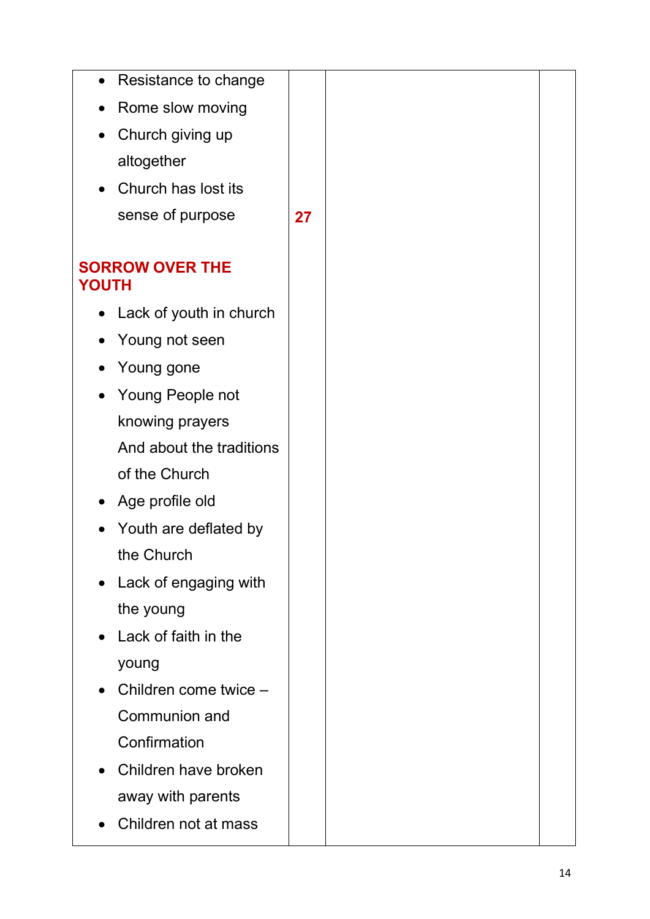| | | | |
|---|---|---|---|
| • Resistance to change<br>• Rome slow moving<br>• Church giving up altogether<br>• Church has lost its sense of purpose<br><br>**SORROW OVER THE YOUTH**<br>• Lack of youth in church<br>• Young not seen<br>• Young gone<br>• Young People not knowing prayers And about the traditions of the Church<br>• Age profile old<br>• Youth are deflated by the Church<br>• Lack of engaging with the young<br>• Lack of faith in the young<br>• Children come twice – Communion and Confirmation<br>• Children have broken away with parents<br>• Children not at mass | **27** | | |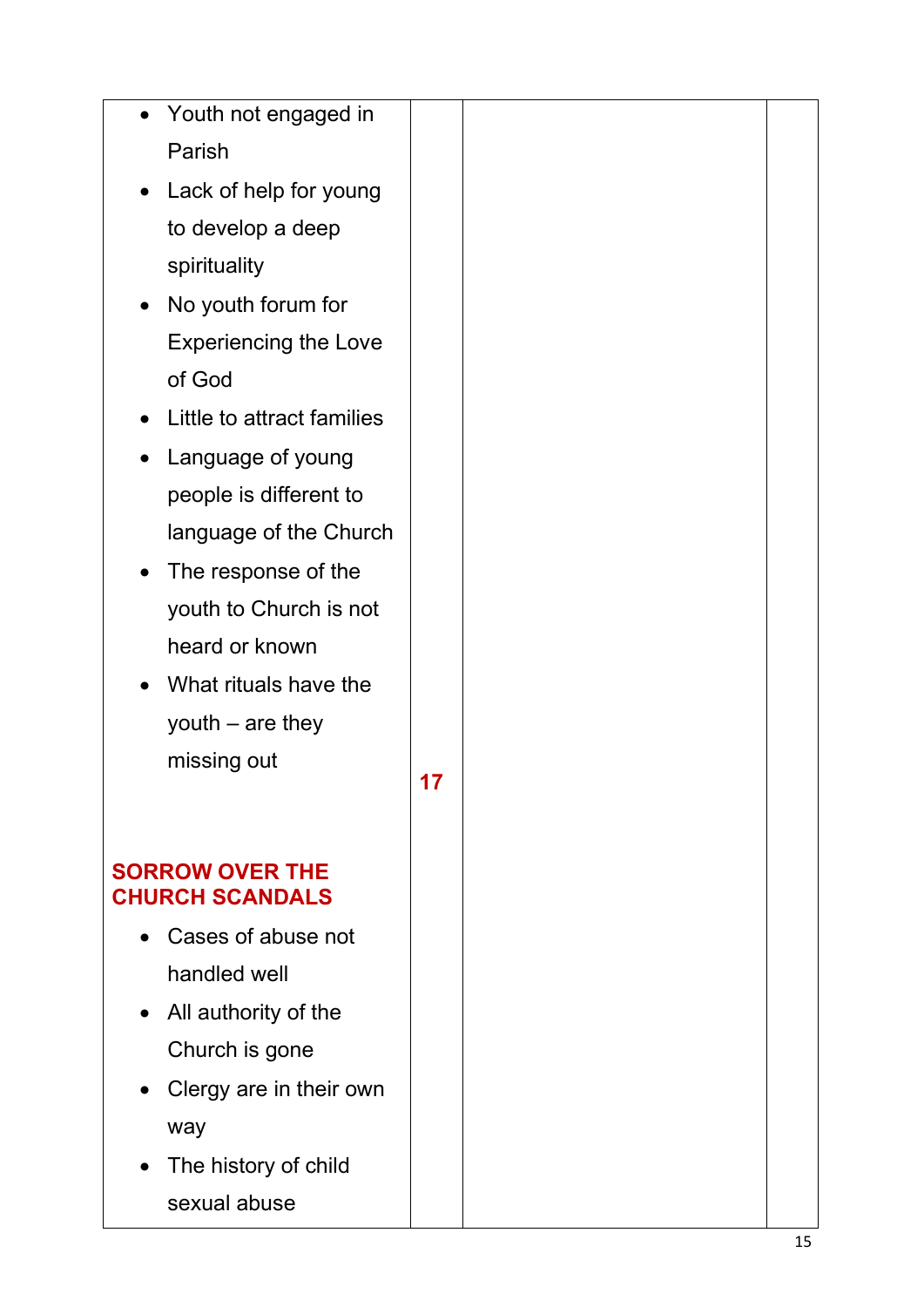| | | | |
|---|---|---|---|
| • Youth not engaged in Parish<br>• Lack of help for young to develop a deep spirituality<br>• No youth forum for Experiencing the Love of God<br>• Little to attract families<br>• Language of young people is different to language of the Church<br>• The response of the youth to Church is not heard or known<br>• What rituals have the youth – are they missing out<br><br>**SORROW OVER THE CHURCH SCANDALS**<br>• Cases of abuse not handled well<br>• All authority of the Church is gone<br>• Clergy are in their own way<br>• The history of child sexual abuse | **17** | | |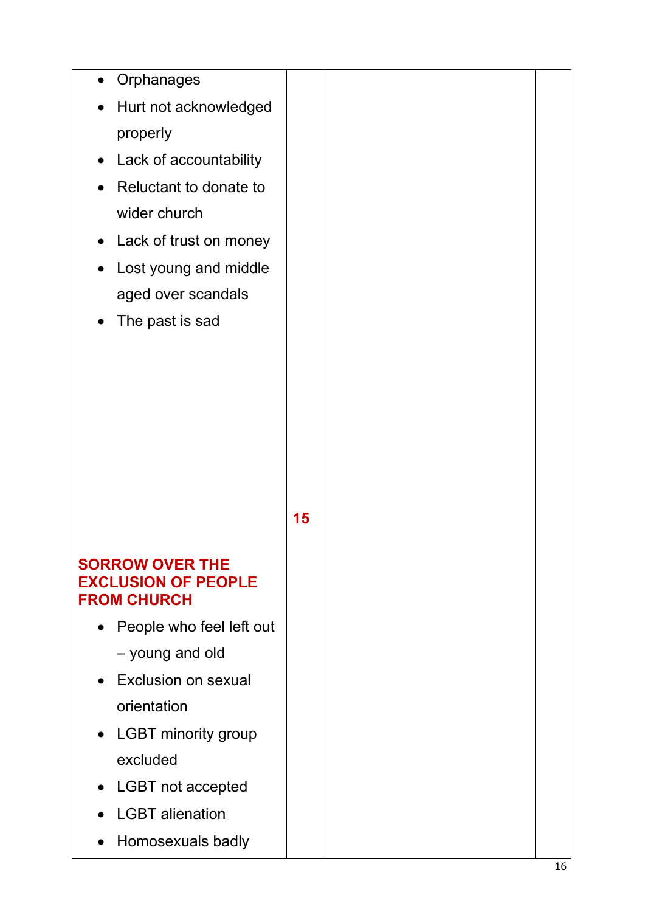| | | | |
|---|---|---|---|
| • Orphanages<br>• Hurt not acknowledged properly<br>• Lack of accountability<br>• Reluctant to donate to wider church<br>• Lack of trust on money<br>• Lost young and middle aged over scandals<br>• The past is sad | | | |
| **SORROW OVER THE EXCLUSION OF PEOPLE FROM CHURCH**<br>• People who feel left out – young and old<br>• Exclusion on sexual orientation<br>• LGBT minority group excluded<br>• LGBT not accepted<br>• LGBT alienation<br>• Homosexuals badly | **15** | | |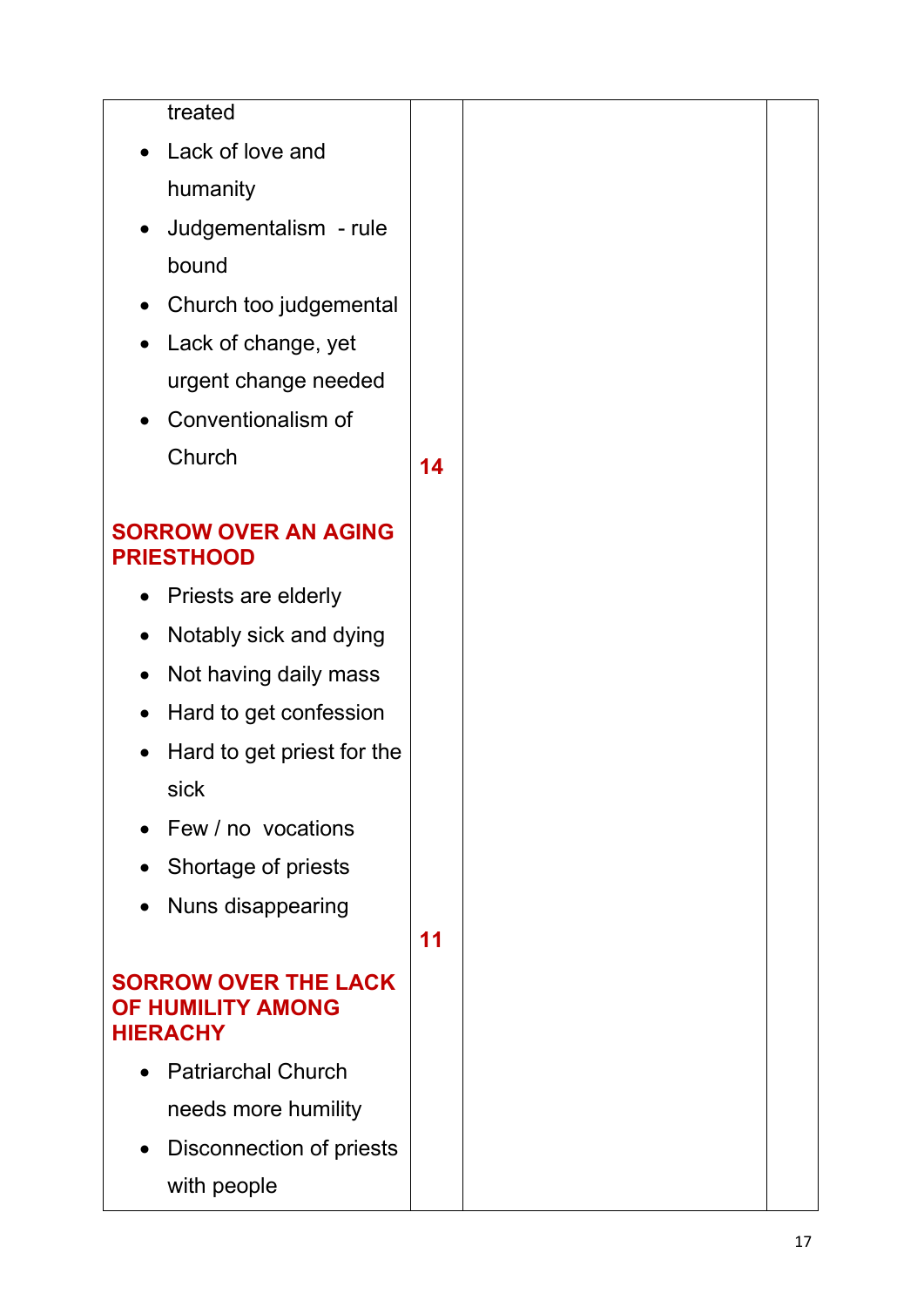| | | | |
|---|---|---|---|
| treated<br>• Lack of love and humanity<br>• Judgementalism - rule bound<br>• Church too judgemental<br>• Lack of change, yet urgent change needed<br>• Conventionalism of Church | 14 | | |
| **SORROW OVER AN AGING PRIESTHOOD**<br>• Priests are elderly<br>• Notably sick and dying<br>• Not having daily mass<br>• Hard to get confession<br>• Hard to get priest for the sick<br>• Few / no vocations<br>• Shortage of priests<br>• Nuns disappearing | 11 | | |
| **SORROW OVER THE LACK OF HUMILITY AMONG HIERACHY**<br>• Patriarchal Church needs more humility<br>• Disconnection of priests with people | | | |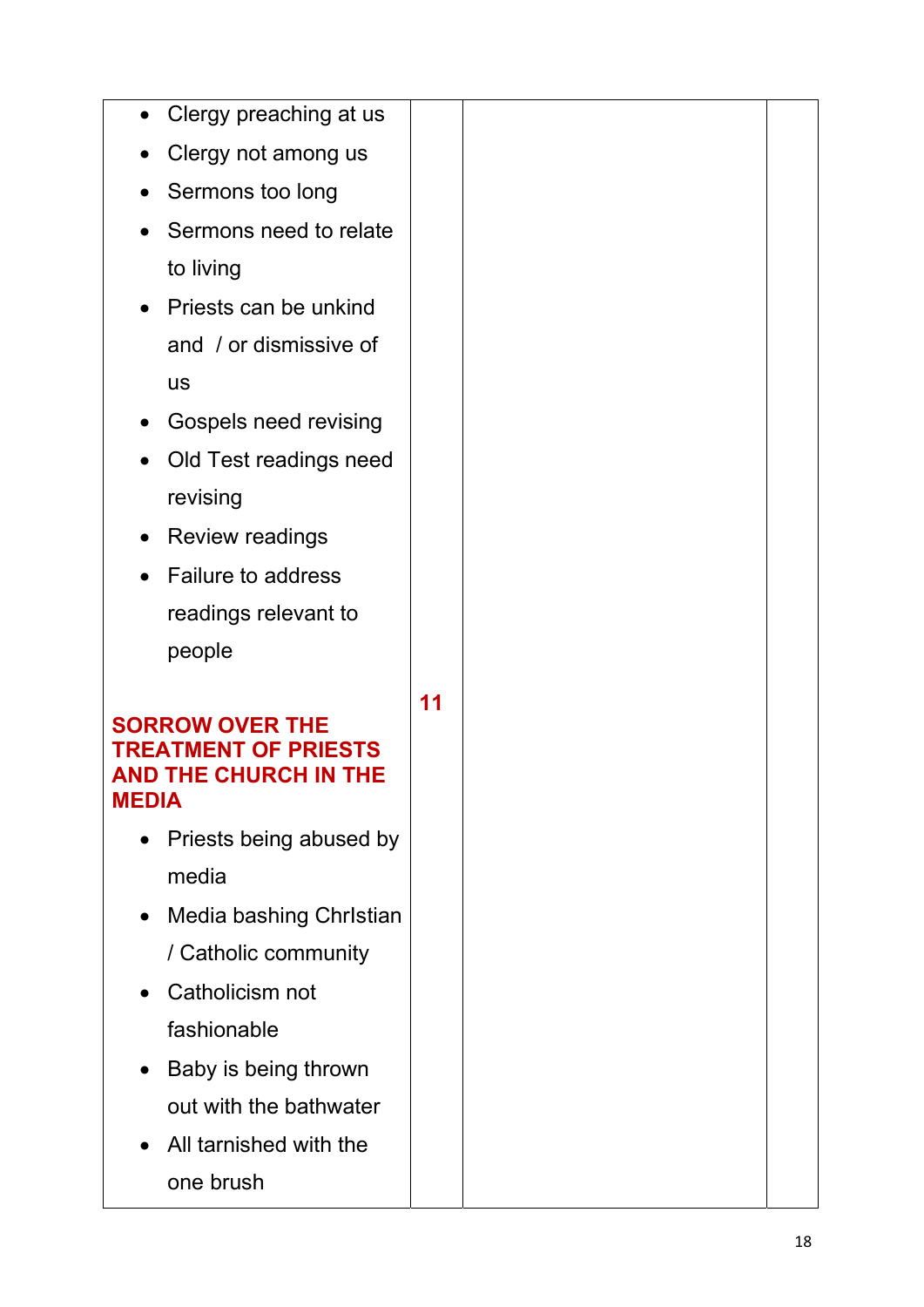| | | | |
|---|---|---|---|
| <ul><li>Clergy preaching at us</li><li>Clergy not among us</li><li>Sermons too long</li><li>Sermons need to relate to living</li><li>Priests can be unkind and / or dismissive of us</li><li>Gospels need revising</li><li>Old Test readings need revising</li><li>Review readings</li><li>Failure to address readings relevant to people</li></ul> | | | |
| **SORROW OVER THE TREATMENT OF PRIESTS AND THE CHURCH IN THE MEDIA**<ul><li>Priests being abused by media</li><li>Media bashing ChrIstian / Catholic community</li><li>Catholicism not fashionable</li><li>Baby is being thrown out with the bathwater</li><li>All tarnished with the one brush</li></ul> | **11** | | |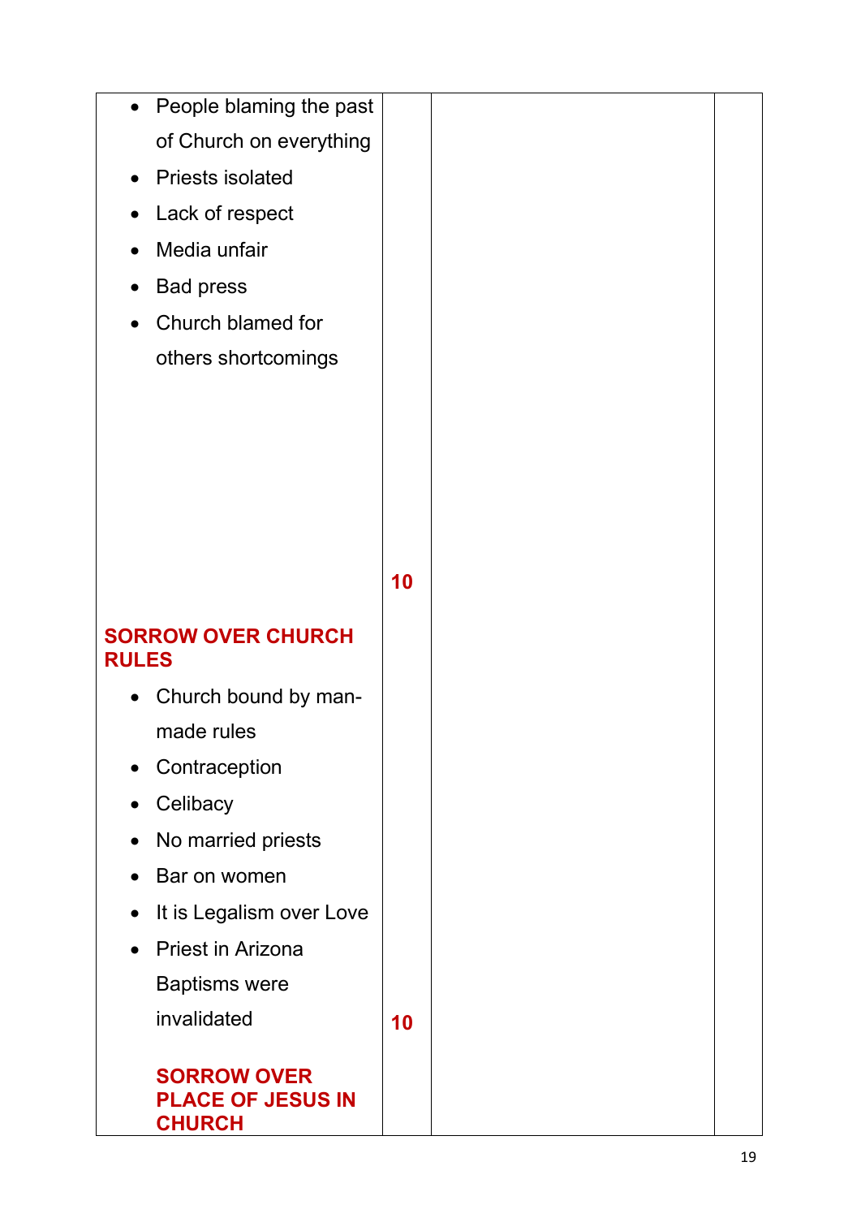| | | | |
|---|---|---|---|
| • People blaming the past of Church on everything<br>• Priests isolated<br>• Lack of respect<br>• Media unfair<br>• Bad press<br>• Church blamed for others shortcomings | 10 | | |
| **SORROW OVER CHURCH RULES**<br>• Church bound by man-made rules<br>• Contraception<br>• Celibacy<br>• No married priests<br>• Bar on women<br>• It is Legalism over Love<br>• Priest in Arizona Baptisms were invalidated | 10 | | |
| **SORROW OVER PLACE OF JESUS IN CHURCH** | | | |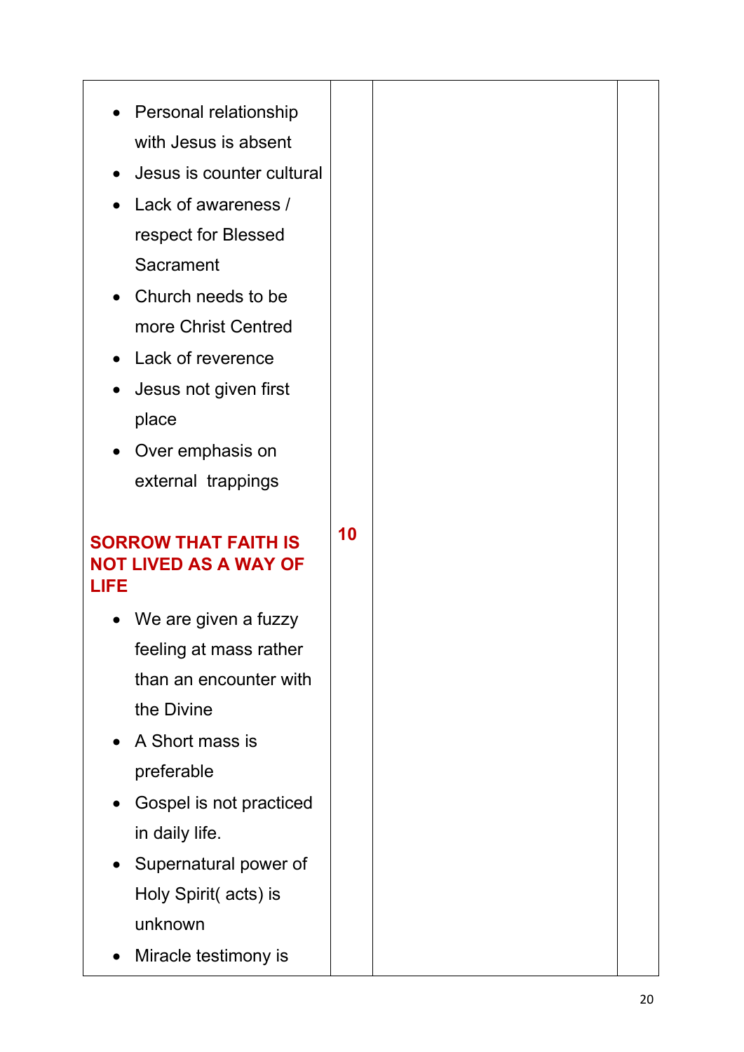| | | | |
|---|---|---|---|
| • Personal relationship with Jesus is absent<br>• Jesus is counter cultural<br>• Lack of awareness / respect for Blessed Sacrament<br>• Church needs to be more Christ Centred<br>• Lack of reverence<br>• Jesus not given first place<br>• Over emphasis on external trappings<br><br>**SORROW THAT FAITH IS NOT LIVED AS A WAY OF LIFE**<br>• We are given a fuzzy feeling at mass rather than an encounter with the Divine<br>• A Short mass is preferable<br>• Gospel is not practiced in daily life.<br>• Supernatural power of Holy Spirit( acts) is unknown<br>• Miracle testimony is | **10** | | |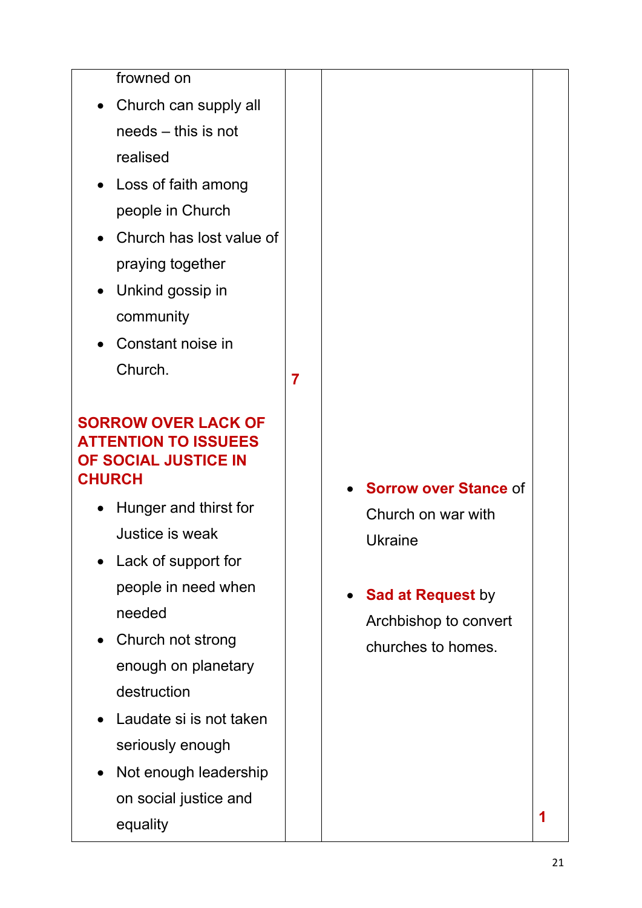| | | | |
|---|---|---|---|
| frowned on<br>• Church can supply all needs – this is not realised<br>• Loss of faith among people in Church<br>• Church has lost value of praying together<br>• Unkind gossip in community<br>• Constant noise in Church.<br><br>**SORROW OVER LACK OF ATTENTION TO ISSUEES OF SOCIAL JUSTICE IN CHURCH**<br>• Hunger and thirst for Justice is weak<br>• Lack of support for people in need when needed<br>• Church not strong enough on planetary destruction<br>• Laudate si is not taken seriously enough<br>• Not enough leadership on social justice and equality | **7** | • **Sorrow over Stance** of Church on war with Ukraine<br><br>• **Sad at Request** by Archbishop to convert churches to homes. | **1** |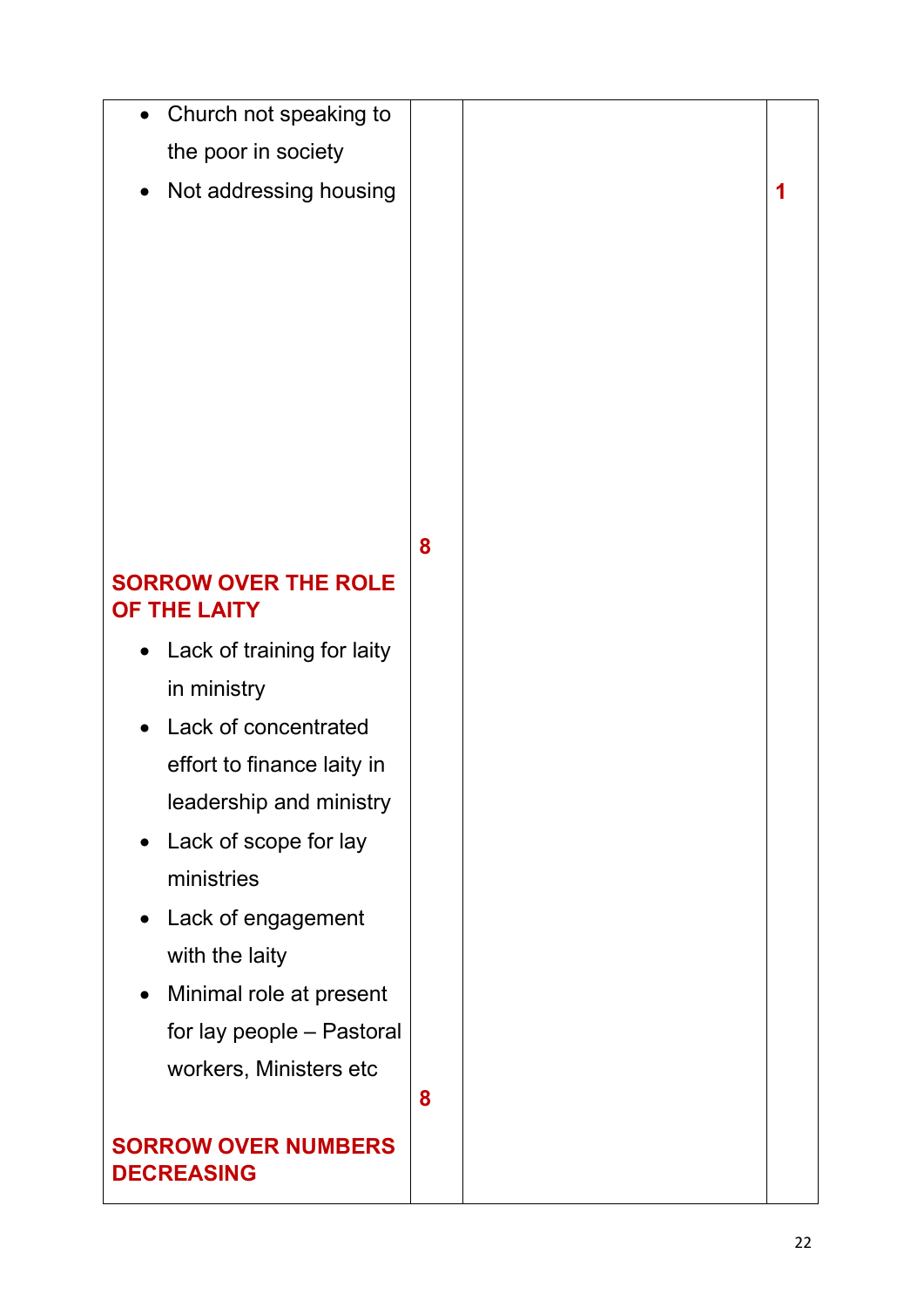| | | | |
|---|---|---|---|
| • Church not speaking to the poor in society<br>• Not addressing housing | | | 1 |
| **SORROW OVER THE ROLE OF THE LAITY**<br>• Lack of training for laity in ministry<br>• Lack of concentrated effort to finance laity in leadership and ministry<br>• Lack of scope for lay ministries<br>• Lack of engagement with the laity<br>• Minimal role at present for lay people – Pastoral workers, Ministers etc | 8 | | |
| **SORROW OVER NUMBERS DECREASING** | 8 | | |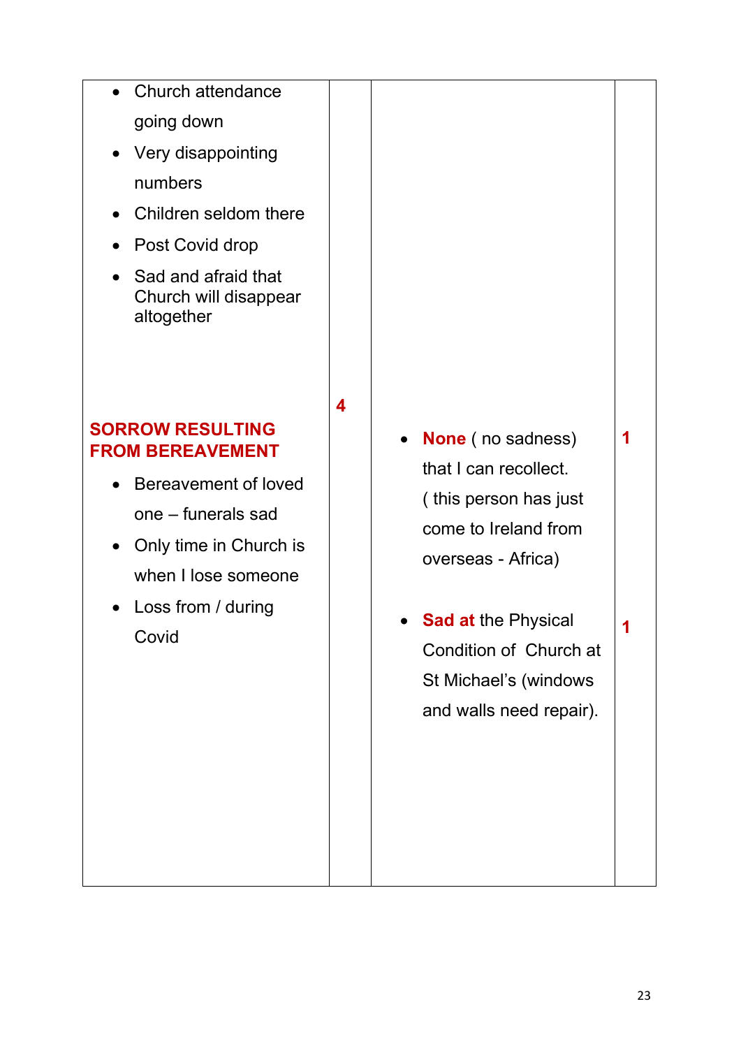| | | | |
|---|---|---|---|
| <ul><li>Church attendance going down</li><li>Very disappointing numbers</li><li>Children seldom there</li><li>Post Covid drop</li><li>Sad and afraid that Church will disappear altogether</li></ul> | | | |
| **SORROW RESULTING FROM BEREAVEMENT**<ul><li>Bereavement of loved one – funerals sad</li><li>Only time in Church is when I lose someone</li><li>Loss from / during Covid</li></ul> | **4** | <ul><li>**None** ( no sadness) that I can recollect. ( this person has just come to Ireland from overseas - Africa)</li></ul> | **1** |
| | | <ul><li>**Sad at** the Physical Condition of Church at St Michael's (windows and walls need repair).</li></ul> | **1** |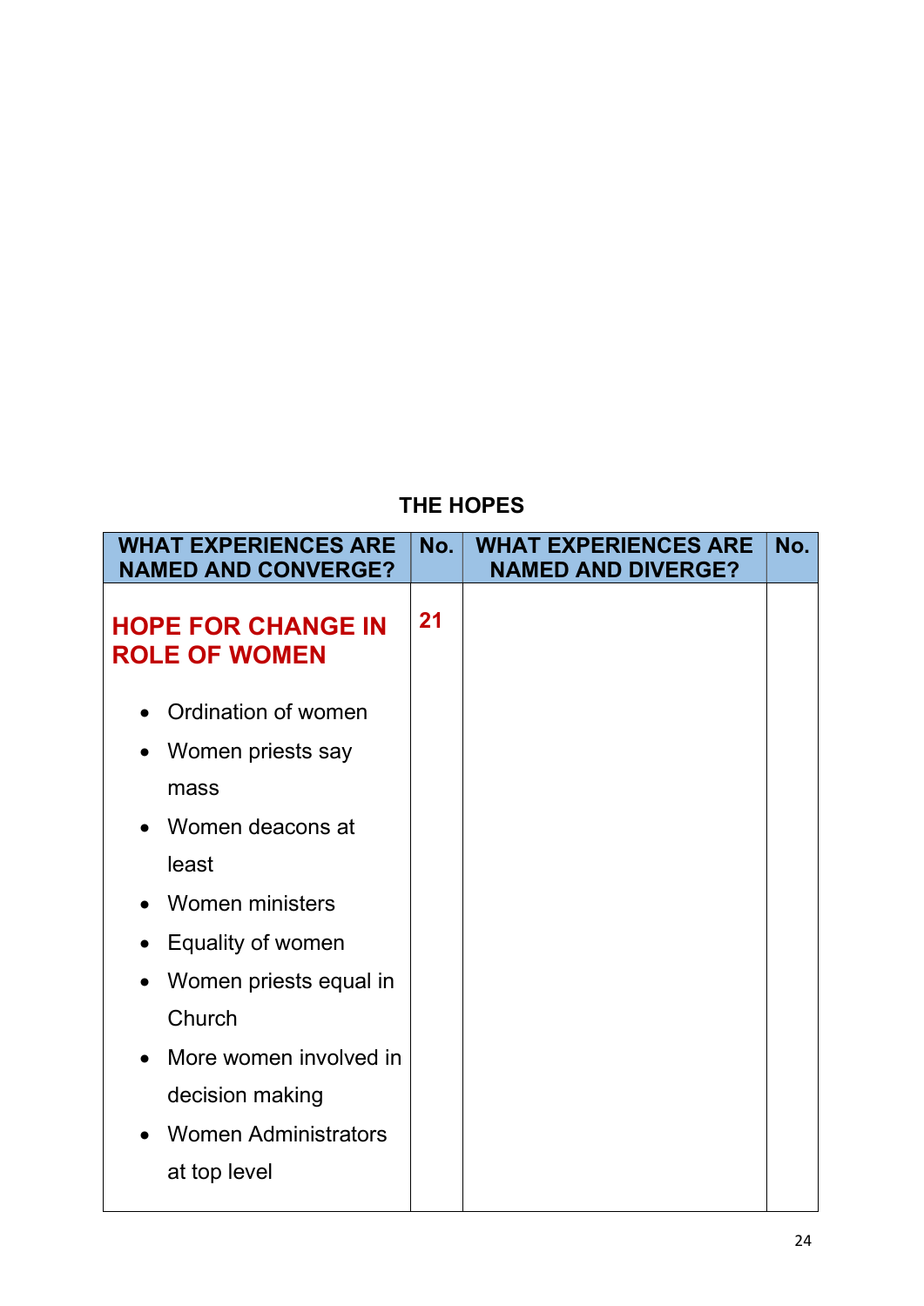## THE HOPES

| WHAT EXPERIENCES ARE NAMED AND CONVERGE? | No. | WHAT EXPERIENCES ARE NAMED AND DIVERGE? | No. |
|---|---|---|---|
| **HOPE FOR CHANGE IN ROLE OF WOMEN**<br><br>• Ordination of women<br>• Women priests say mass<br>• Women deacons at least<br>• Women ministers<br>• Equality of women<br>• Women priests equal in Church<br>• More women involved in decision making<br>• Women Administrators at top level | **21** | | |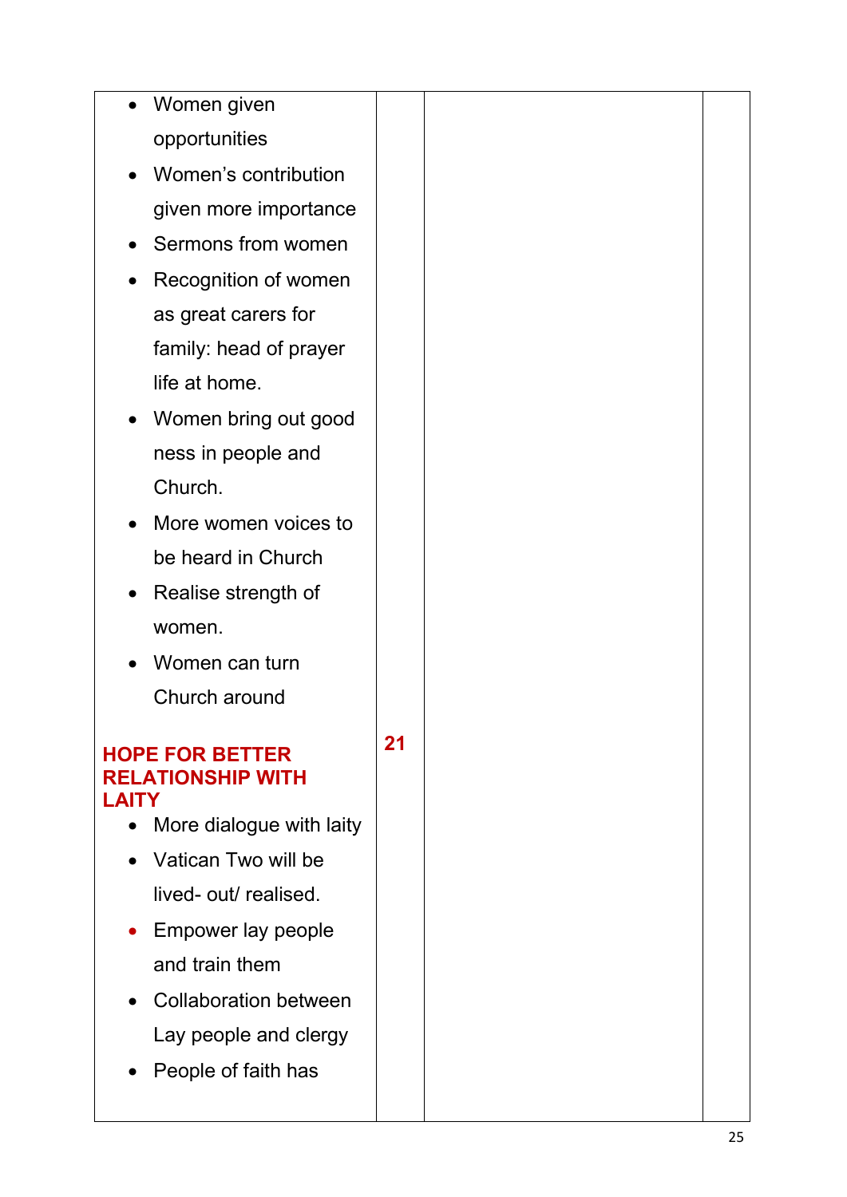| | | | |
|---|---|---|---|
| • Women given opportunities<br>• Women's contribution given more importance<br>• Sermons from women<br>• Recognition of women as great carers for family: head of prayer life at home.<br>• Women bring out good ness in people and Church.<br>• More women voices to be heard in Church<br>• Realise strength of women.<br>• Women can turn Church around<br><br>**HOPE FOR BETTER RELATIONSHIP WITH LAITY**<br>• More dialogue with laity<br>• Vatican Two will be lived- out/ realised.<br>• Empower lay people and train them<br>• Collaboration between Lay people and clergy<br>• People of faith has | **21** | | |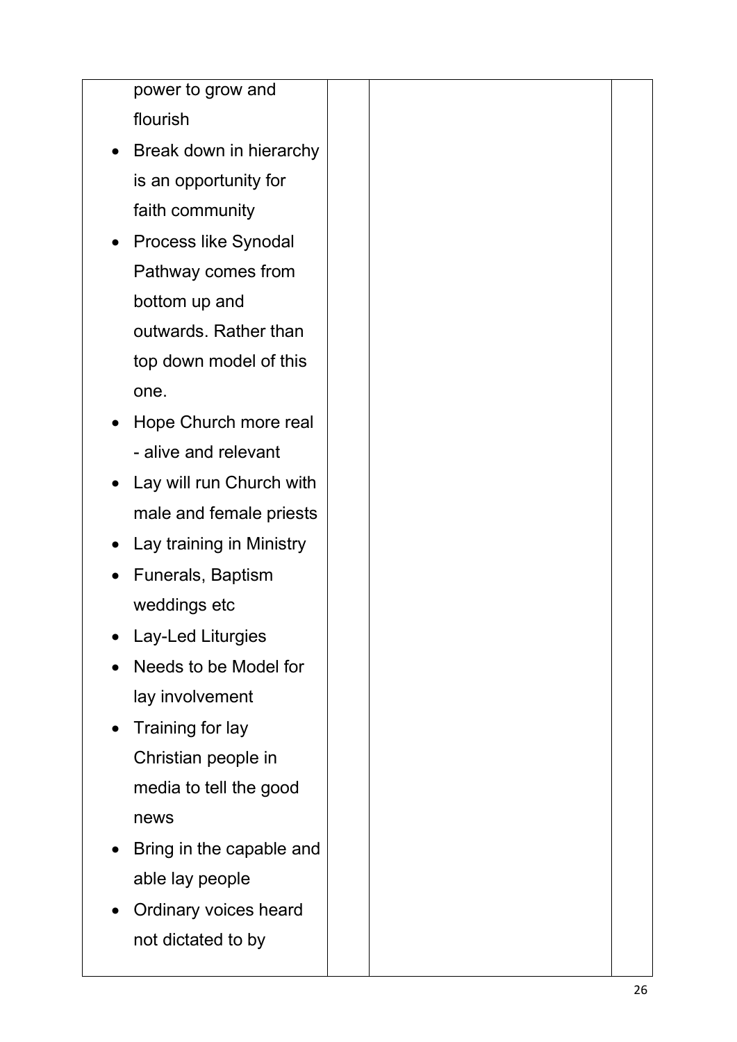| | | | |
|---|---|---|---|
| power to grow and flourish<br>• Break down in hierarchy is an opportunity for faith community<br>• Process like Synodal Pathway comes from bottom up and outwards. Rather than top down model of this one.<br>• Hope Church more real - alive and relevant<br>• Lay will run Church with male and female priests<br>• Lay training in Ministry<br>• Funerals, Baptism weddings etc<br>• Lay-Led Liturgies<br>• Needs to be Model for lay involvement<br>• Training for lay Christian people in media to tell the good news<br>• Bring in the capable and able lay people<br>• Ordinary voices heard not dictated to by | | | |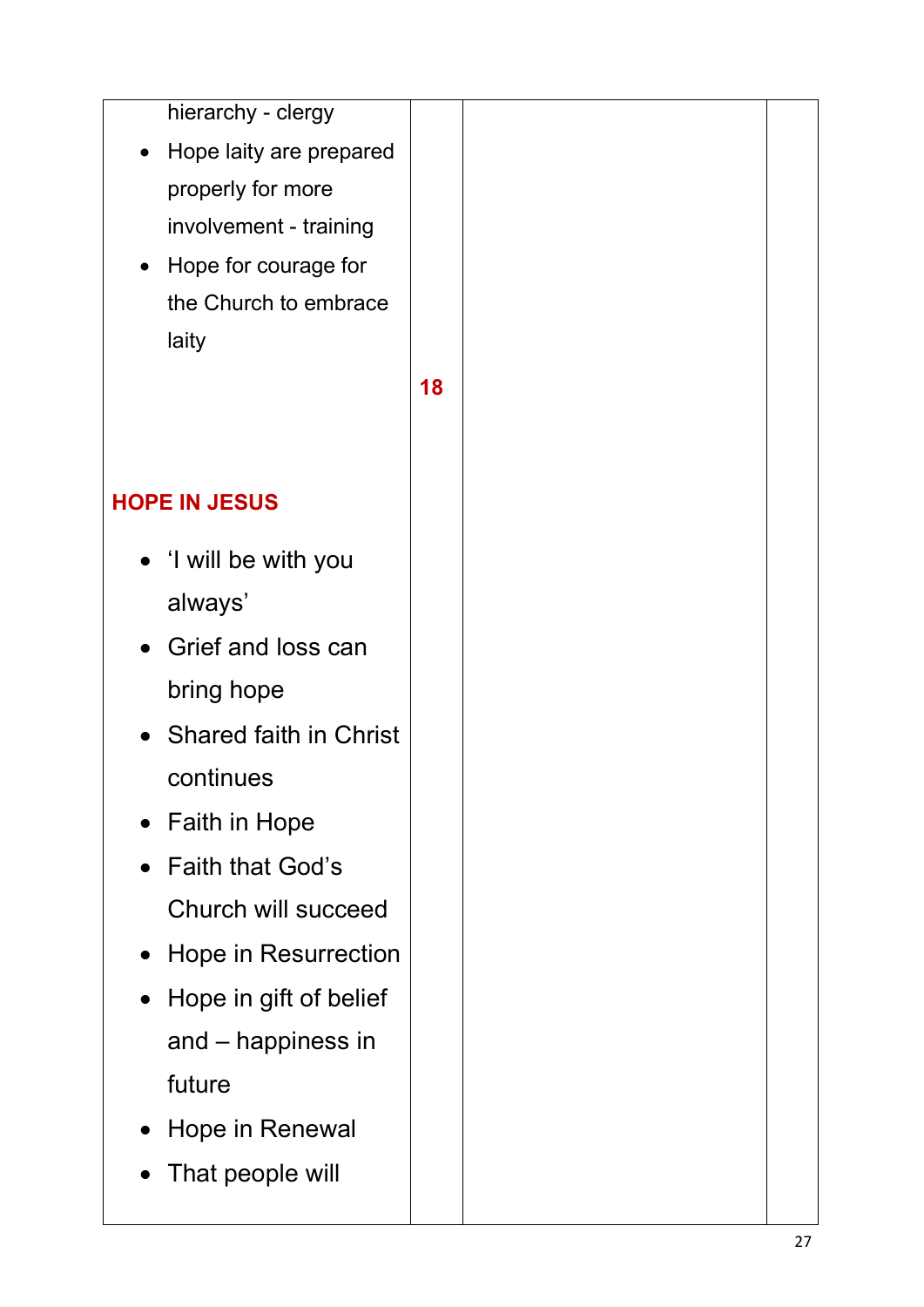| | | | |
|---|---|---|---|
| hierarchy - clergy<br>• Hope laity are prepared properly for more involvement - training<br>• Hope for courage for the Church to embrace laity | 18 | | |
| **HOPE IN JESUS**<br>• 'I will be with you always'<br>• Grief and loss can bring hope<br>• Shared faith in Christ continues<br>• Faith in Hope<br>• Faith that God's Church will succeed<br>• Hope in Resurrection<br>• Hope in gift of belief and – happiness in future<br>• Hope in Renewal<br>• That people will | | | |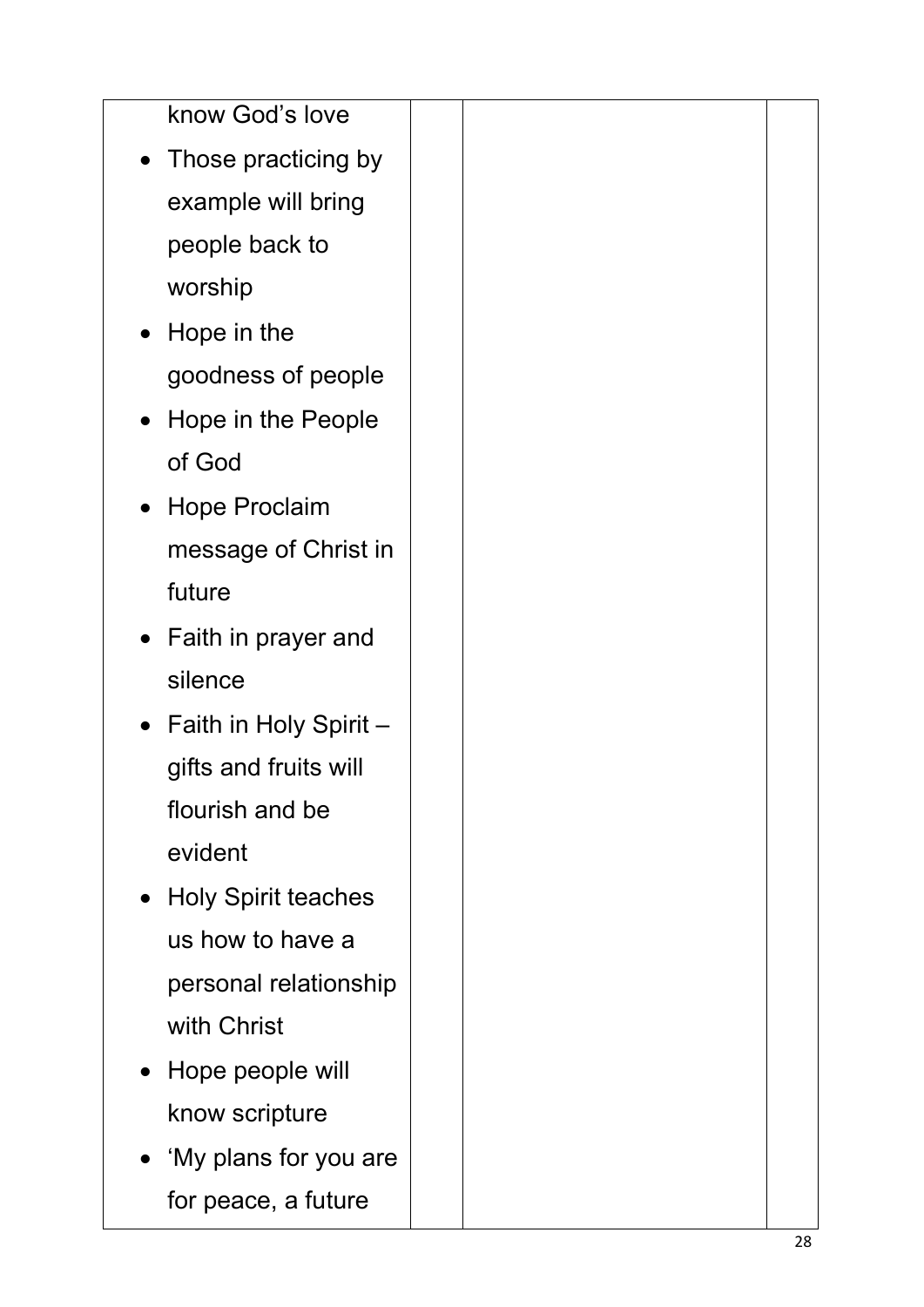| | | | |
|---|---|---|---|
| know God's love<br>• Those practicing by example will bring people back to worship<br>• Hope in the goodness of people<br>• Hope in the People of God<br>• Hope Proclaim message of Christ in future<br>• Faith in prayer and silence<br>• Faith in Holy Spirit – gifts and fruits will flourish and be evident<br>• Holy Spirit teaches us how to have a personal relationship with Christ<br>• Hope people will know scripture<br>• 'My plans for you are for peace, a future | | | |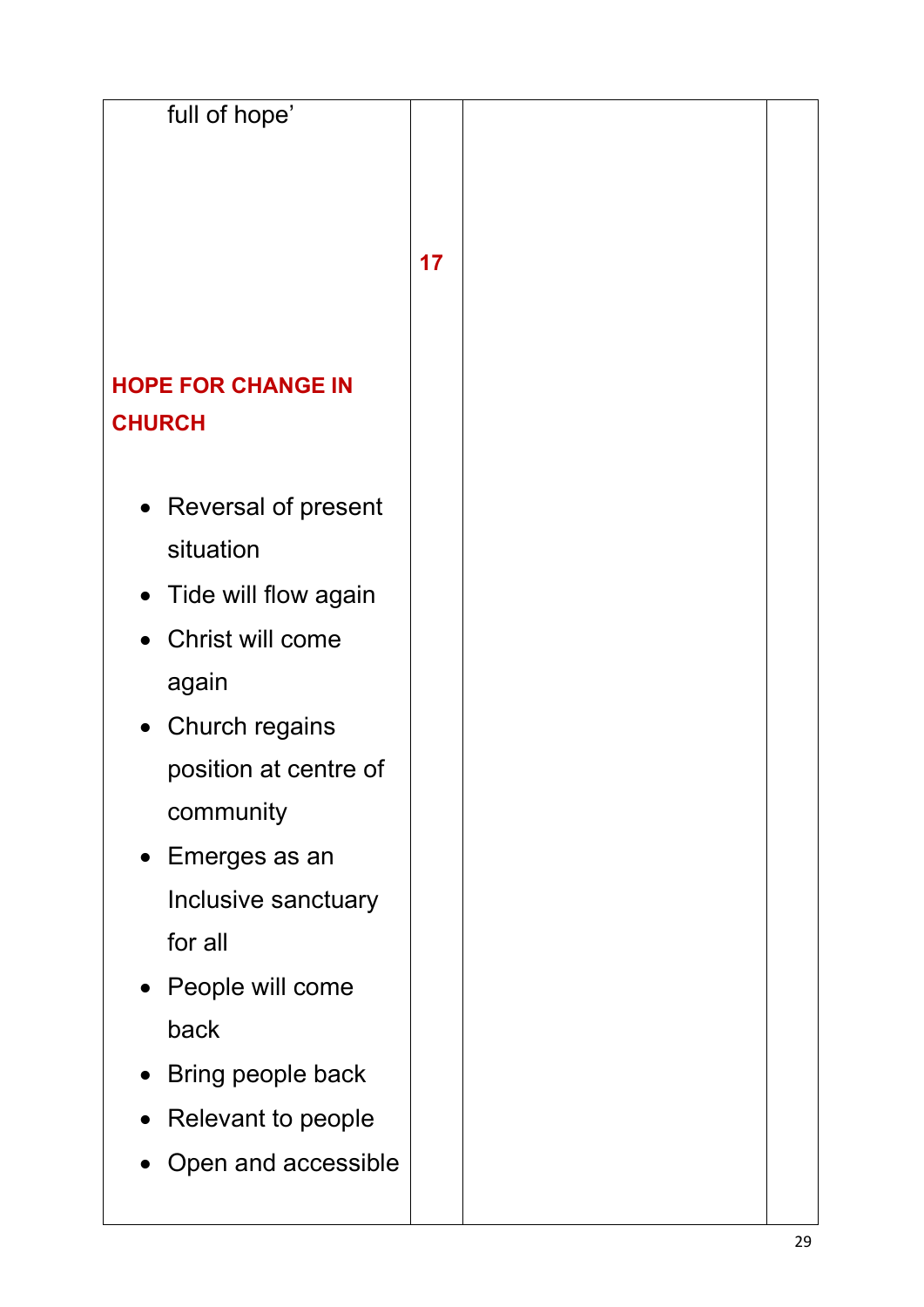| | | | |
|---|---|---|---|
| full of hope'<br><br>**HOPE FOR CHANGE IN CHURCH**<br><br>• Reversal of present situation<br>• Tide will flow again<br>• Christ will come again<br>• Church regains position at centre of community<br>• Emerges as an Inclusive sanctuary for all<br>• People will come back<br>• Bring people back<br>• Relevant to people<br>• Open and accessible | **17** | | |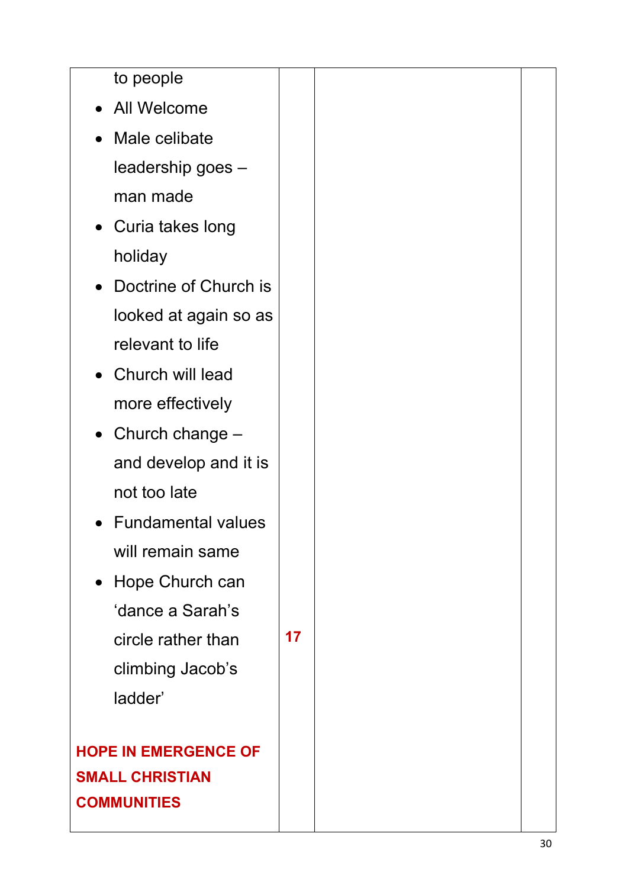| | | | |
|---|---|---|---|
| to people<br>• All Welcome<br>• Male celibate leadership goes – man made<br>• Curia takes long holiday<br>• Doctrine of Church is looked at again so as relevant to life<br>• Church will lead more effectively<br>• Church change – and develop and it is not too late<br>• Fundamental values will remain same<br>• Hope Church can 'dance a Sarah's circle rather than climbing Jacob's ladder'<br><br>**HOPE IN EMERGENCE OF SMALL CHRISTIAN COMMUNITIES** | **17** | | |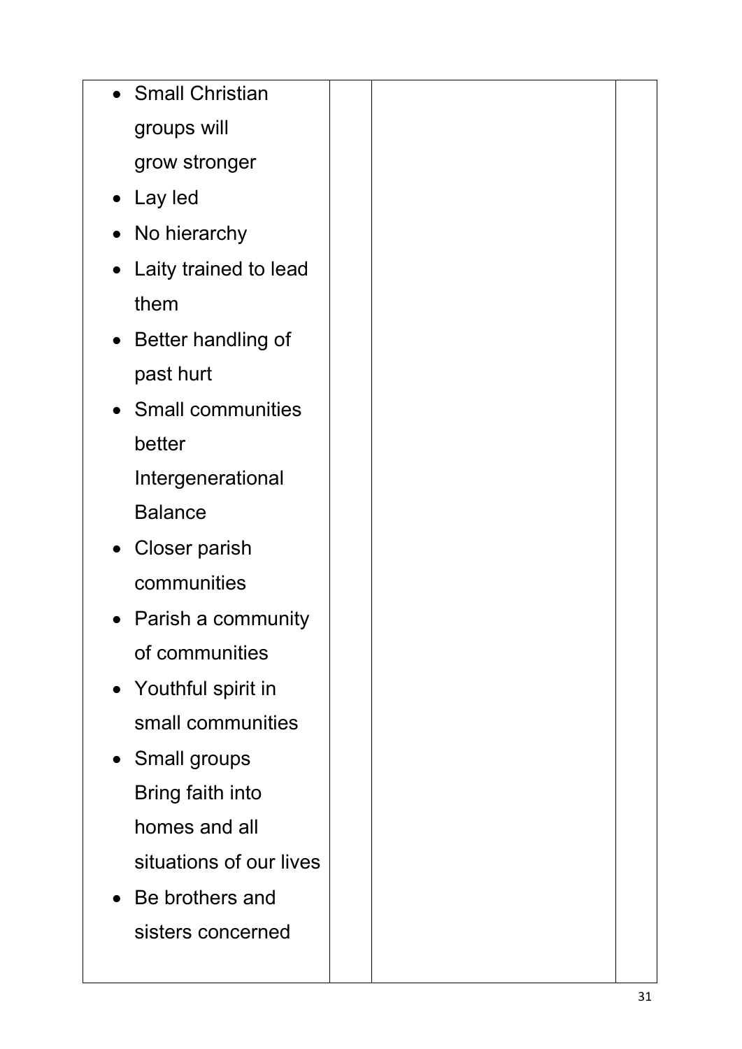| | | | |
|---|---|---|---|
| • Small Christian groups will grow stronger<br>• Lay led<br>• No hierarchy<br>• Laity trained to lead them<br>• Better handling of past hurt<br>• Small communities better Intergenerational Balance<br>• Closer parish communities<br>• Parish a community of communities<br>• Youthful spirit in small communities<br>• Small groups Bring faith into homes and all situations of our lives<br>• Be brothers and sisters concerned | | | |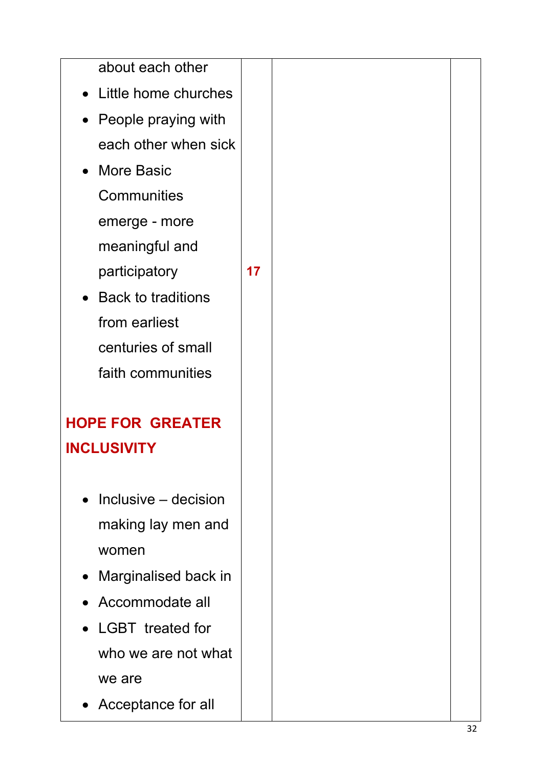| | | | |
|---|---|---|---|
| about each other<br>• Little home churches<br>• People praying with each other when sick<br>• More Basic Communities emerge - more meaningful and participatory<br>• Back to traditions from earliest centuries of small faith communities<br><br>**HOPE FOR GREATER INCLUSIVITY**<br><br>• Inclusive – decision making lay men and women<br>• Marginalised back in<br>• Accommodate all<br>• LGBT treated for who we are not what we are<br>• Acceptance for all | **17** | | |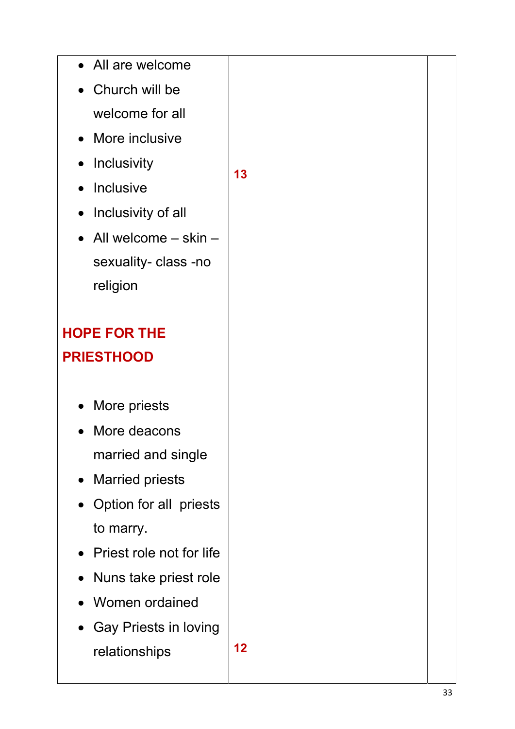| | | | |
|---|---|---|---|
| • All are welcome<br>• Church will be welcome for all<br>• More inclusive<br>• Inclusivity<br>• Inclusive<br>• Inclusivity of all<br>• All welcome – skin – sexuality- class -no religion | 13 | | |
| **HOPE FOR THE PRIESTHOOD**<br><br>• More priests<br>• More deacons married and single<br>• Married priests<br>• Option for all priests to marry.<br>• Priest role not for life<br>• Nuns take priest role<br>• Women ordained<br>• Gay Priests in loving relationships | 12 | | |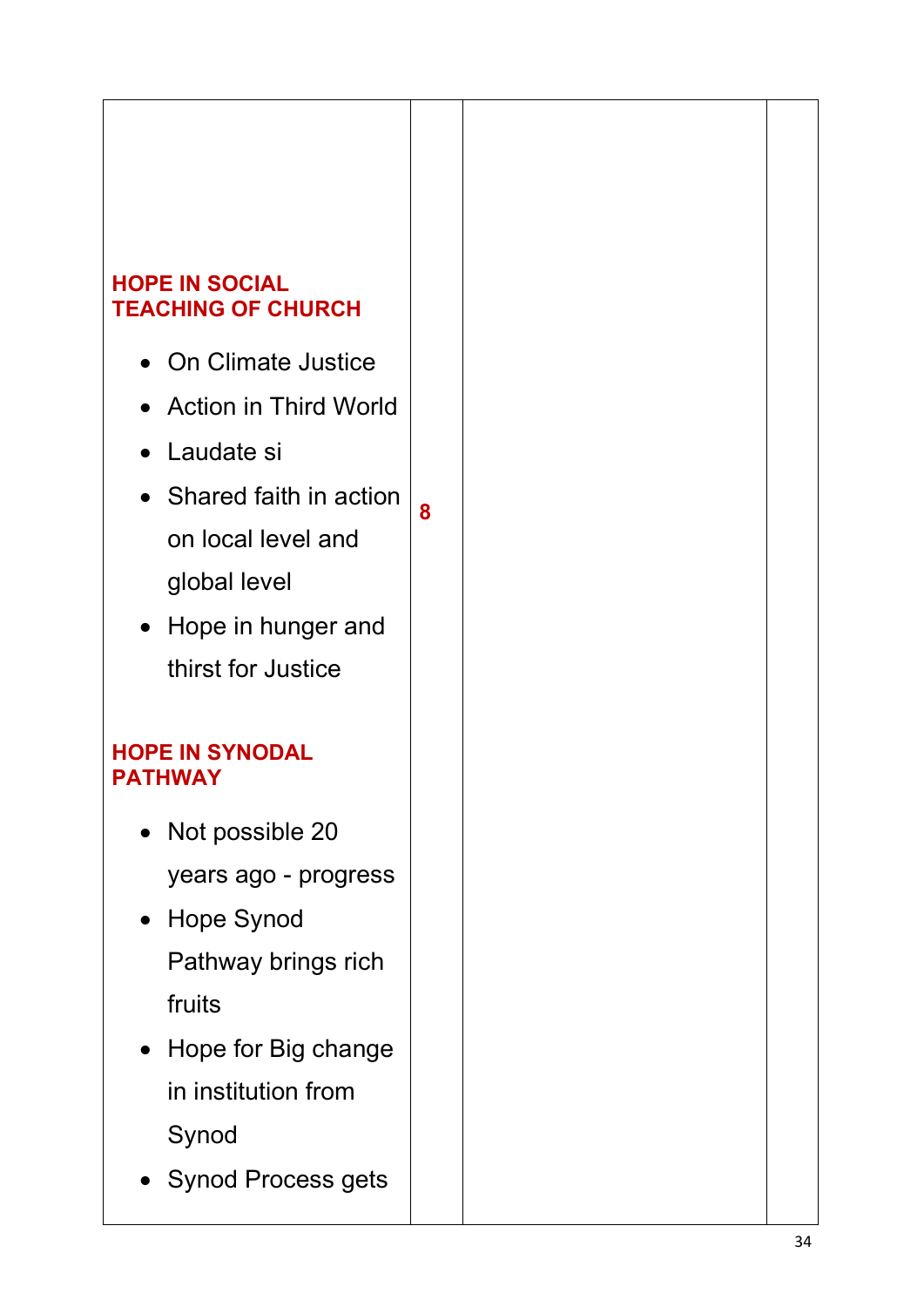| | | | |
|---|---|---|---|
| **HOPE IN SOCIAL TEACHING OF CHURCH**<br><br>• On Climate Justice<br>• Action in Third World<br>• Laudate si<br>• Shared faith in action on local level and global level<br>• Hope in hunger and thirst for Justice<br><br>**HOPE IN SYNODAL PATHWAY**<br><br>• Not possible 20 years ago - progress<br>• Hope Synod Pathway brings rich fruits<br>• Hope for Big change in institution from Synod<br>• Synod Process gets | **8** | | |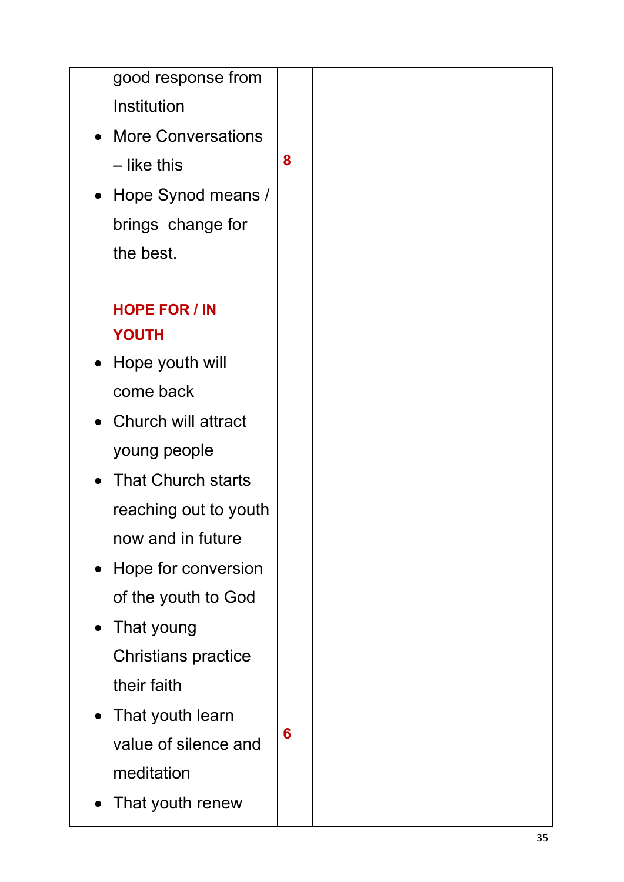| | | | |
|---|---|---|---|
| good response from Institution<br>• More Conversations – like this<br>• Hope Synod means / brings change for the best.<br><br>**HOPE FOR / IN YOUTH**<br>• Hope youth will come back<br>• Church will attract young people<br>• That Church starts reaching out to youth now and in future<br>• Hope for conversion of the youth to God<br>• That young Christians practice their faith<br>• That youth learn value of silence and meditation<br>• That youth renew | **8**<br><br><br><br><br><br><br><br><br><br><br><br>**6** | | |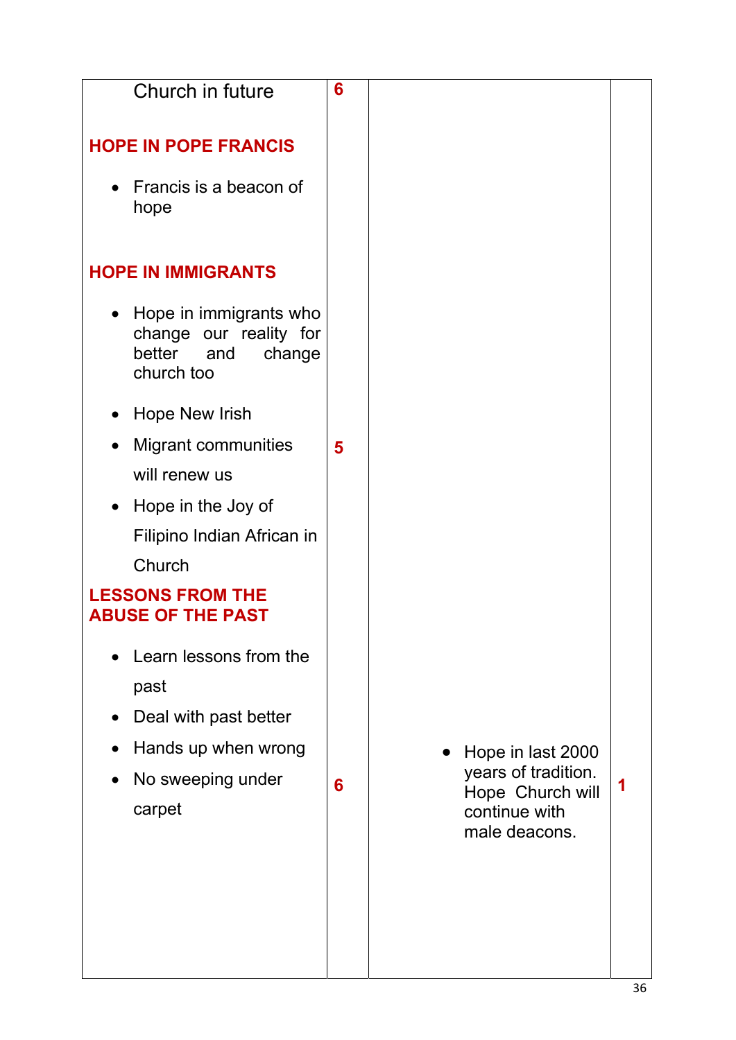| | | | |
|---|---|---|---|
| Church in future<br><br>**HOPE IN POPE FRANCIS**<br><br>• Francis is a beacon of hope | 6 | | |
| **HOPE IN IMMIGRANTS**<br><br>• Hope in immigrants who change our reality for better and change church too<br>• Hope New Irish<br>• Migrant communities will renew us<br>• Hope in the Joy of Filipino Indian African in Church | 5 | | |
| **LESSONS FROM THE ABUSE OF THE PAST**<br><br>• Learn lessons from the past<br>• Deal with past better<br>• Hands up when wrong<br>• No sweeping under carpet | 6 | • Hope in last 2000 years of tradition. Hope Church will continue with male deacons. | 1 |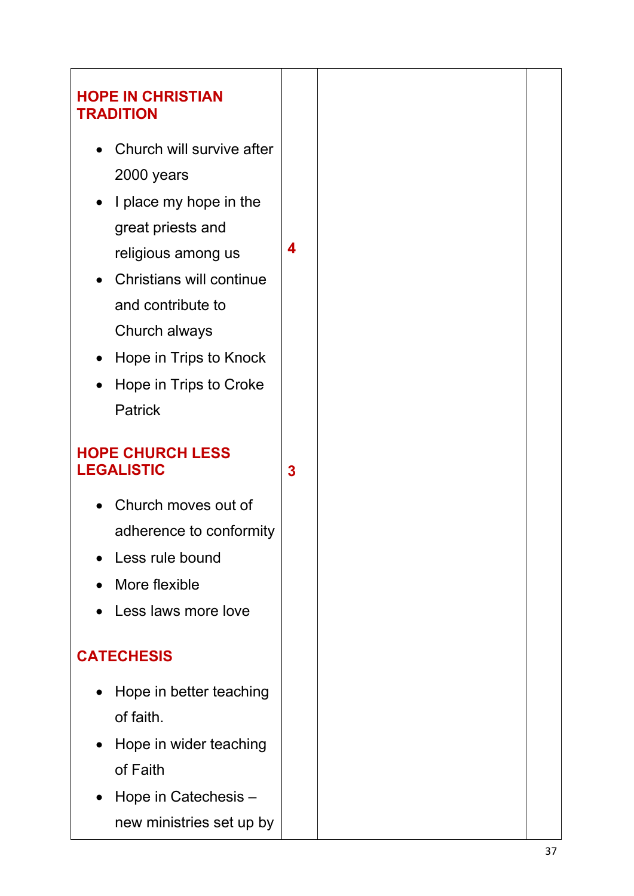| | | | |
|---|---|---|---|
| **HOPE IN CHRISTIAN TRADITION**<br><br>• Church will survive after 2000 years<br>• I place my hope in the great priests and religious among us<br>• Christians will continue and contribute to Church always<br>• Hope in Trips to Knock<br>• Hope in Trips to Croke Patrick<br><br>**HOPE CHURCH LESS LEGALISTIC**<br><br>• Church moves out of adherence to conformity<br>• Less rule bound<br>• More flexible<br>• Less laws more love<br><br>**CATECHESIS**<br><br>• Hope in better teaching of faith.<br>• Hope in wider teaching of Faith<br>• Hope in Catechesis – new ministries set up by | **4**<br><br>**3** | | |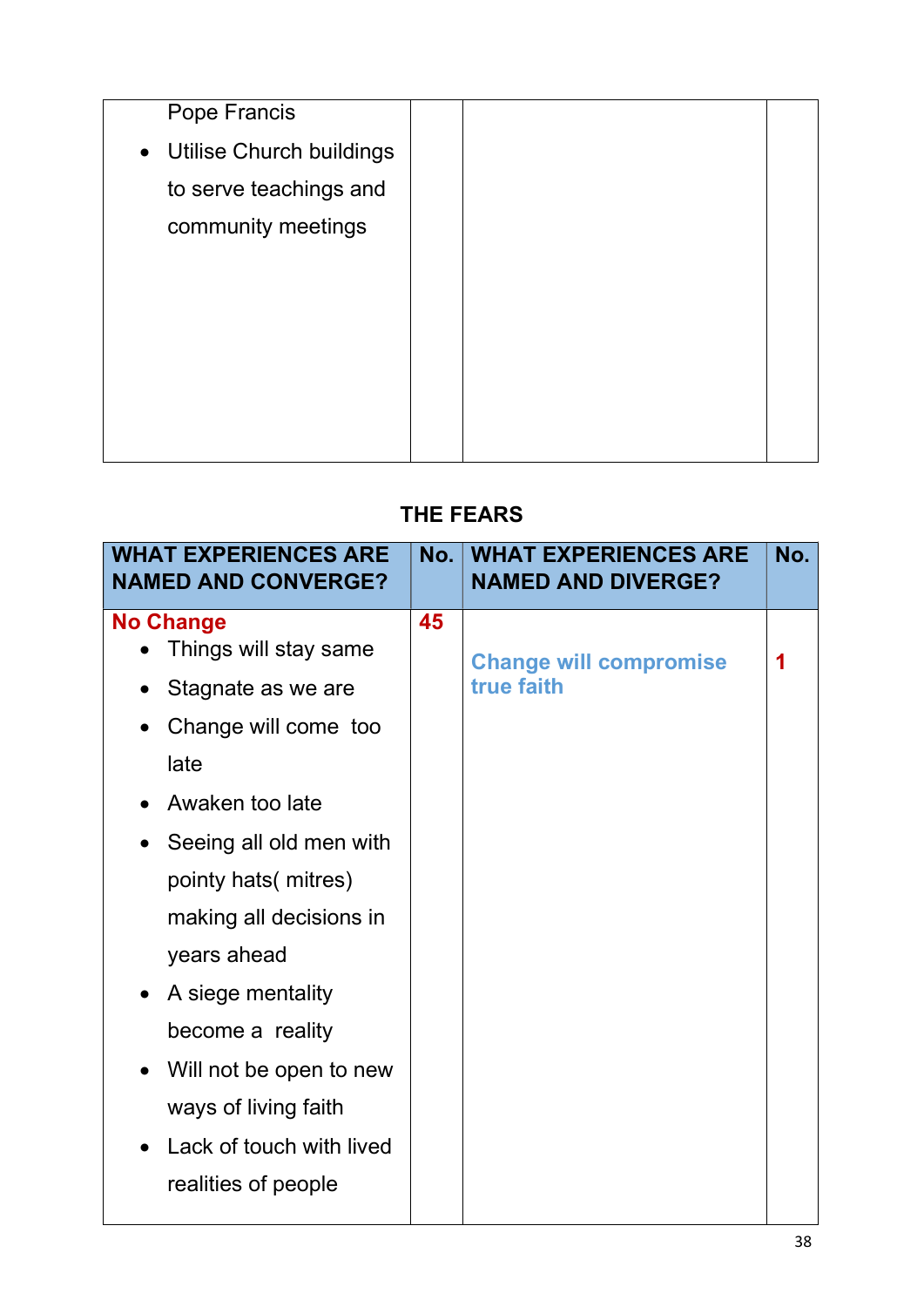| | | | |
|---|---|---|---|
| Pope Francis<br>• Utilise Church buildings to serve teachings and community meetings | | | |

## THE FEARS

| WHAT EXPERIENCES ARE NAMED AND CONVERGE? | No. | WHAT EXPERIENCES ARE NAMED AND DIVERGE? | No. |
|---|---|---|---|
| **No Change**<br>• Things will stay same<br>• Stagnate as we are<br>• Change will come too late<br>• Awaken too late<br>• Seeing all old men with pointy hats( mitres) making all decisions in years ahead<br>• A siege mentality become a reality<br>• Will not be open to new ways of living faith<br>• Lack of touch with lived realities of people | **45** | **Change will compromise true faith** | **1** |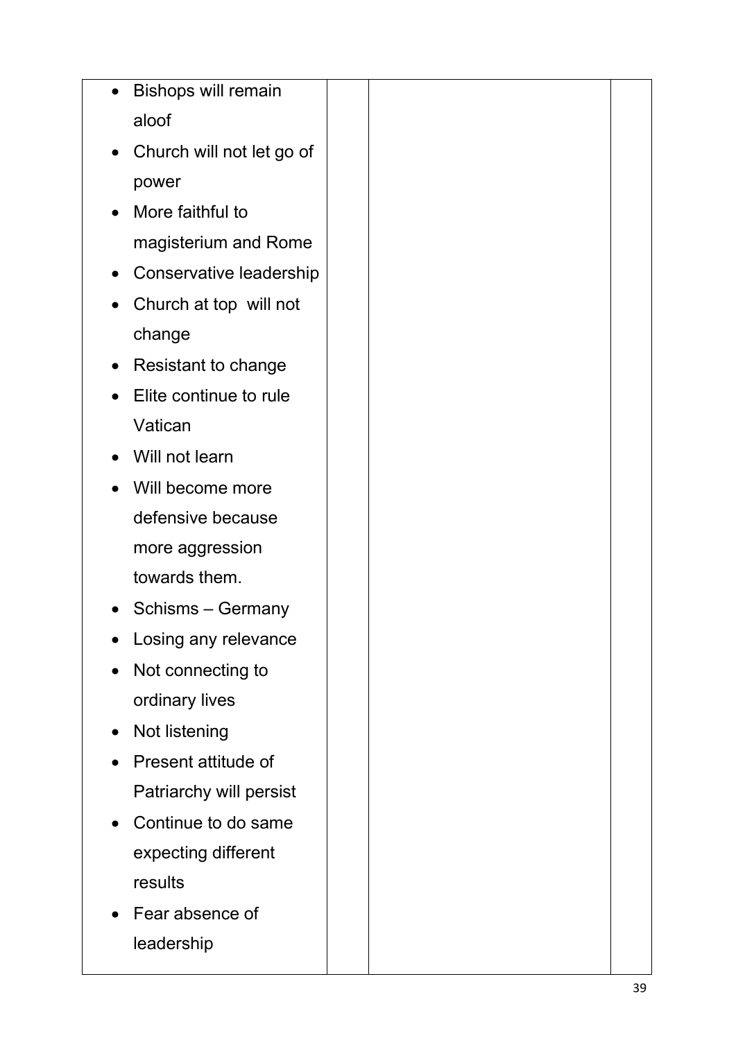| | | | |
|---|---|---|---|
| • Bishops will remain aloof<br>• Church will not let go of power<br>• More faithful to magisterium and Rome<br>• Conservative leadership<br>• Church at top will not change<br>• Resistant to change<br>• Elite continue to rule Vatican<br>• Will not learn<br>• Will become more defensive because more aggression towards them.<br>• Schisms – Germany<br>• Losing any relevance<br>• Not connecting to ordinary lives<br>• Not listening<br>• Present attitude of Patriarchy will persist<br>• Continue to do same expecting different results<br>• Fear absence of leadership | | | |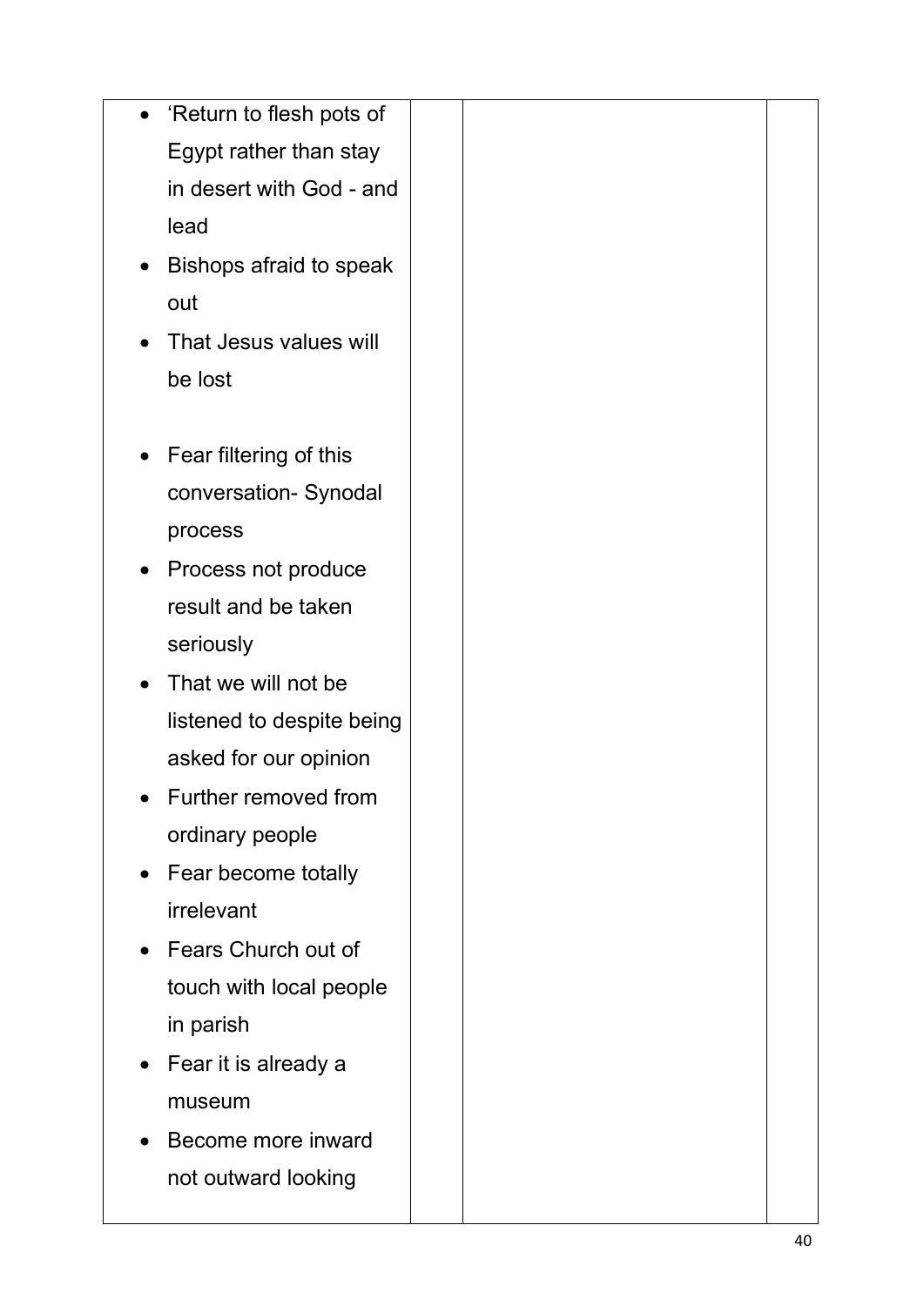| | | | |
|---|---|---|---|
| • 'Return to flesh pots of Egypt rather than stay in desert with God - and lead<br>• Bishops afraid to speak out<br>• That Jesus values will be lost<br><br>• Fear filtering of this conversation- Synodal process<br>• Process not produce result and be taken seriously<br>• That we will not be listened to despite being asked for our opinion<br>• Further removed from ordinary people<br>• Fear become totally irrelevant<br>• Fears Church out of touch with local people in parish<br>• Fear it is already a museum<br>• Become more inward not outward looking | | | |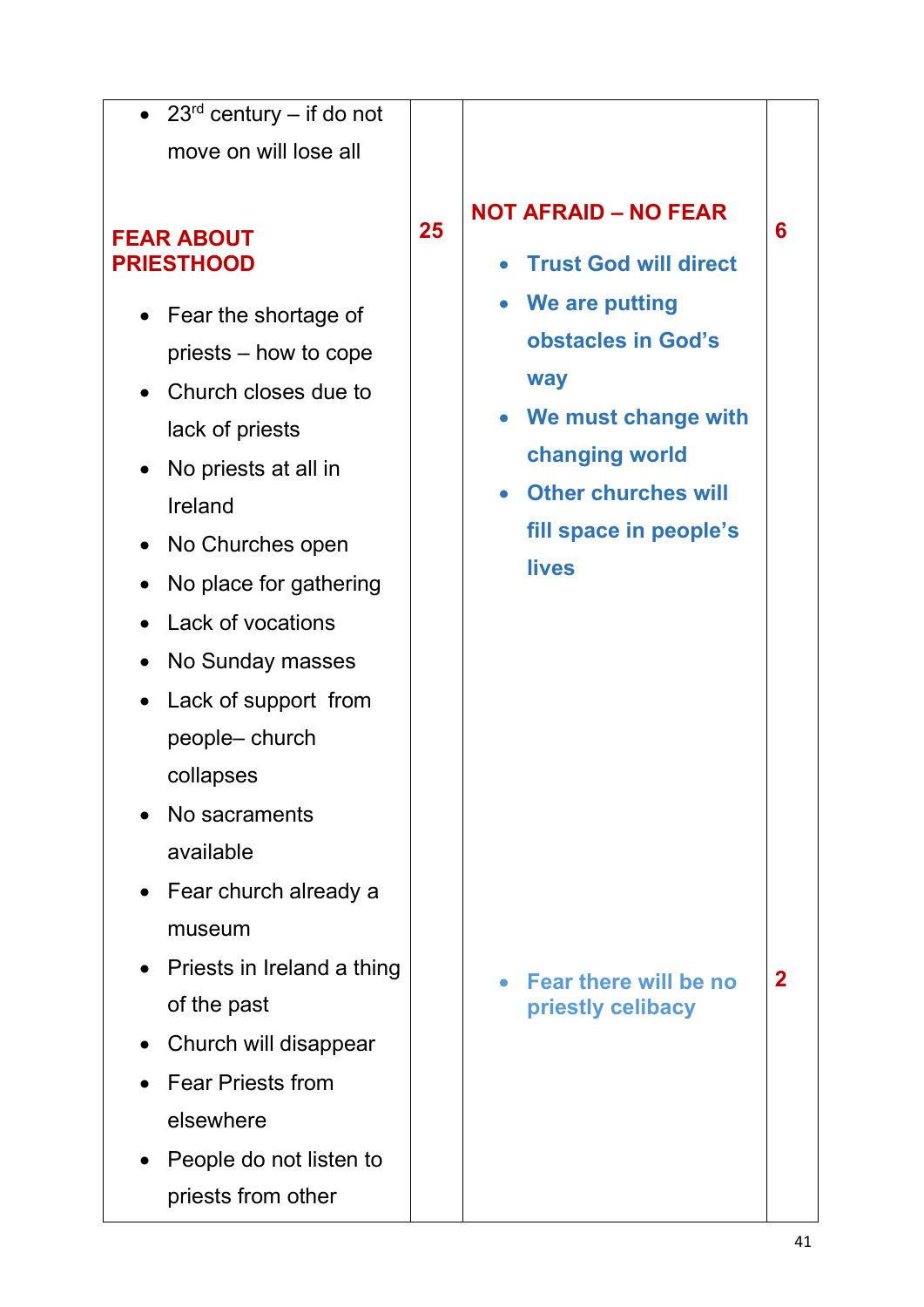| | | | |
|---|---|---|---|
| • 23rd century – if do not move on will lose all<br><br>**FEAR ABOUT PRIESTHOOD**<br><br>• Fear the shortage of priests – how to cope<br>• Church closes due to lack of priests<br>• No priests at all in Ireland<br>• No Churches open<br>• No place for gathering<br>• Lack of vocations<br>• No Sunday masses<br>• Lack of support from people– church collapses<br>• No sacraments available<br>• Fear church already a museum<br>• Priests in Ireland a thing of the past<br>• Church will disappear<br>• Fear Priests from elsewhere<br>• People do not listen to priests from other | **25** | **NOT AFRAID – NO FEAR**<br><br>• **Trust God will direct**<br>• **We are putting obstacles in God's way**<br>• **We must change with changing world**<br>• **Other churches will fill space in people's lives**<br><br>• **Fear there will be no priestly celibacy** | **6**<br><br>**2** |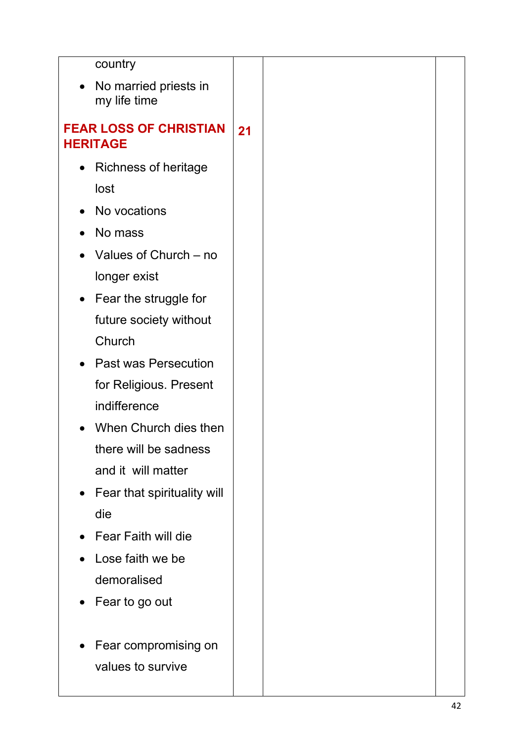| | | | |
|---|---|---|---|
| country<br><br>• No married priests in my life time<br><br>**FEAR LOSS OF CHRISTIAN HERITAGE**<br><br>• Richness of heritage lost<br>• No vocations<br>• No mass<br>• Values of Church – no longer exist<br>• Fear the struggle for future society without Church<br>• Past was Persecution for Religious. Present indifference<br>• When Church dies then there will be sadness and it will matter<br>• Fear that spirituality will die<br>• Fear Faith will die<br>• Lose faith we be demoralised<br>• Fear to go out<br><br>• Fear compromising on values to survive | **21** | | |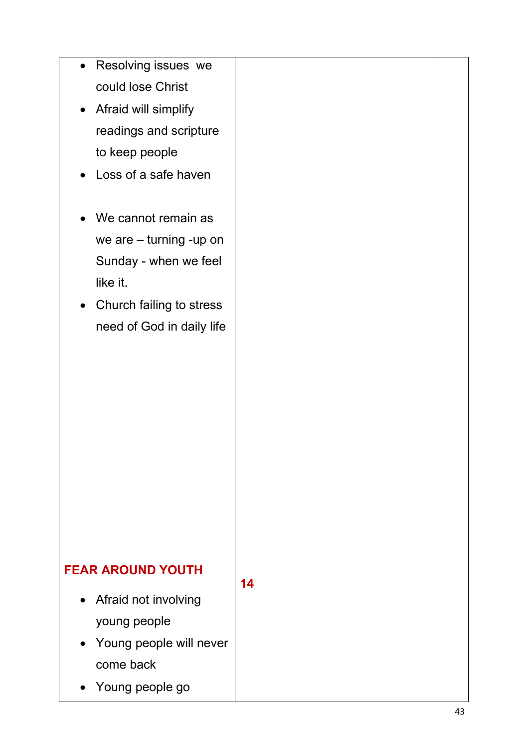| | | | |
|---|---|---|---|
| • Resolving issues we could lose Christ<br>• Afraid will simplify readings and scripture to keep people<br>• Loss of a safe haven<br><br>• We cannot remain as we are – turning -up on Sunday - when we feel like it.<br>• Church failing to stress need of God in daily life | | | |
| **FEAR AROUND YOUTH**<br>• Afraid not involving young people<br>• Young people will never come back<br>• Young people go | **14** | | |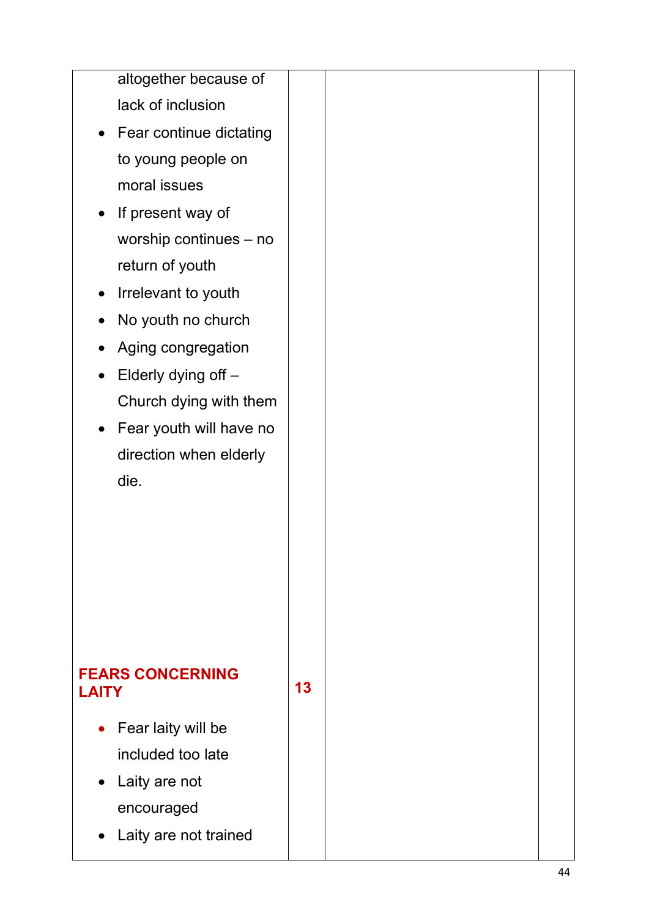| | | | |
|---|---|---|---|
| altogether because of lack of inclusion<br>• Fear continue dictating to young people on moral issues<br>• If present way of worship continues – no return of youth<br>• Irrelevant to youth<br>• No youth no church<br>• Aging congregation<br>• Elderly dying off – Church dying with them<br>• Fear youth will have no direction when elderly die.<br><br>**FEARS CONCERNING LAITY**<br>• Fear laity will be included too late<br>• Laity are not encouraged<br>• Laity are not trained | **13** | | |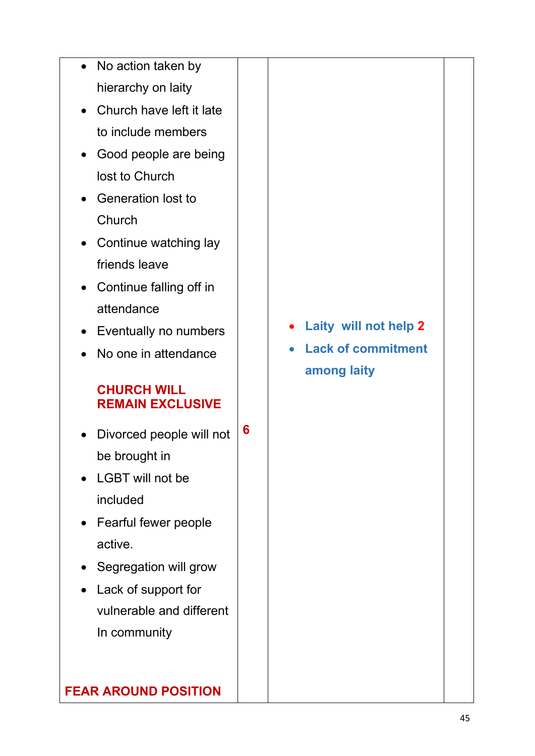| | | | |
|---|---|---|---|
| • No action taken by hierarchy on laity<br>• Church have left it late to include members<br>• Good people are being lost to Church<br>• Generation lost to Church<br>• Continue watching lay friends leave<br>• Continue falling off in attendance<br>• Eventually no numbers<br>• No one in attendance<br><br>**CHURCH WILL REMAIN EXCLUSIVE**<br><br>• Divorced people will not be brought in<br>• LGBT will not be included<br>• Fearful fewer people active.<br>• Segregation will grow<br>• Lack of support for vulnerable and different In community<br><br>**FEAR AROUND POSITION** | **6** | • **Laity will not help 2**<br>• **Lack of commitment among laity** | |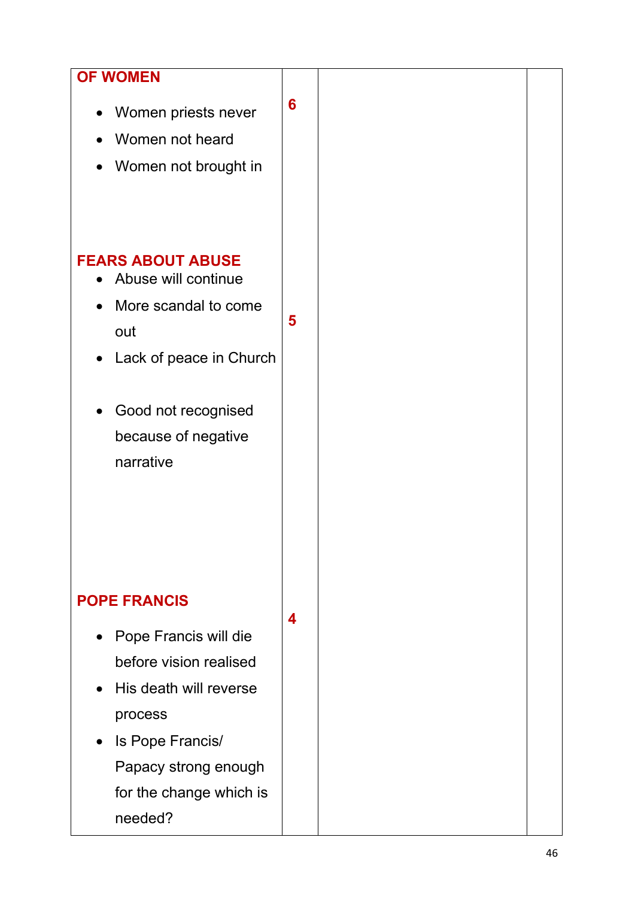| | | | |
|---|---|---|---|
| **OF WOMEN**<br>• Women priests never<br>• Women not heard<br>• Women not brought in | **6** | | |
| **FEARS ABOUT ABUSE**<br>• Abuse will continue<br>• More scandal to come out<br>• Lack of peace in Church<br>• Good not recognised because of negative narrative | **5** | | |
| **POPE FRANCIS**<br>• Pope Francis will die before vision realised<br>• His death will reverse process<br>• Is Pope Francis/ Papacy strong enough for the change which is needed? | **4** | | |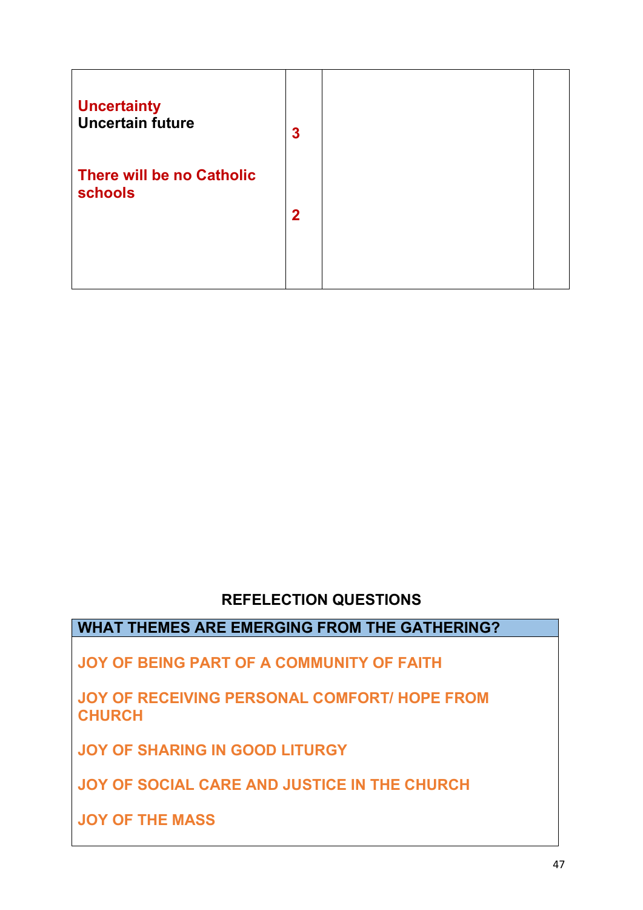| | | | |
|---|---|---|---|
| **Uncertainty**<br>**Uncertain future**<br><br>**There will be no Catholic schools** | **3**<br><br>**2** | | |

**REFELECTION QUESTIONS**

| WHAT THEMES ARE EMERGING FROM THE GATHERING? |
|---|
| **JOY OF BEING PART OF A COMMUNITY OF FAITH**<br><br>**JOY OF RECEIVING PERSONAL COMFORT/ HOPE FROM CHURCH**<br><br>**JOY OF SHARING IN GOOD LITURGY**<br><br>**JOY OF SOCIAL CARE AND JUSTICE IN THE CHURCH**<br><br>**JOY OF THE MASS** |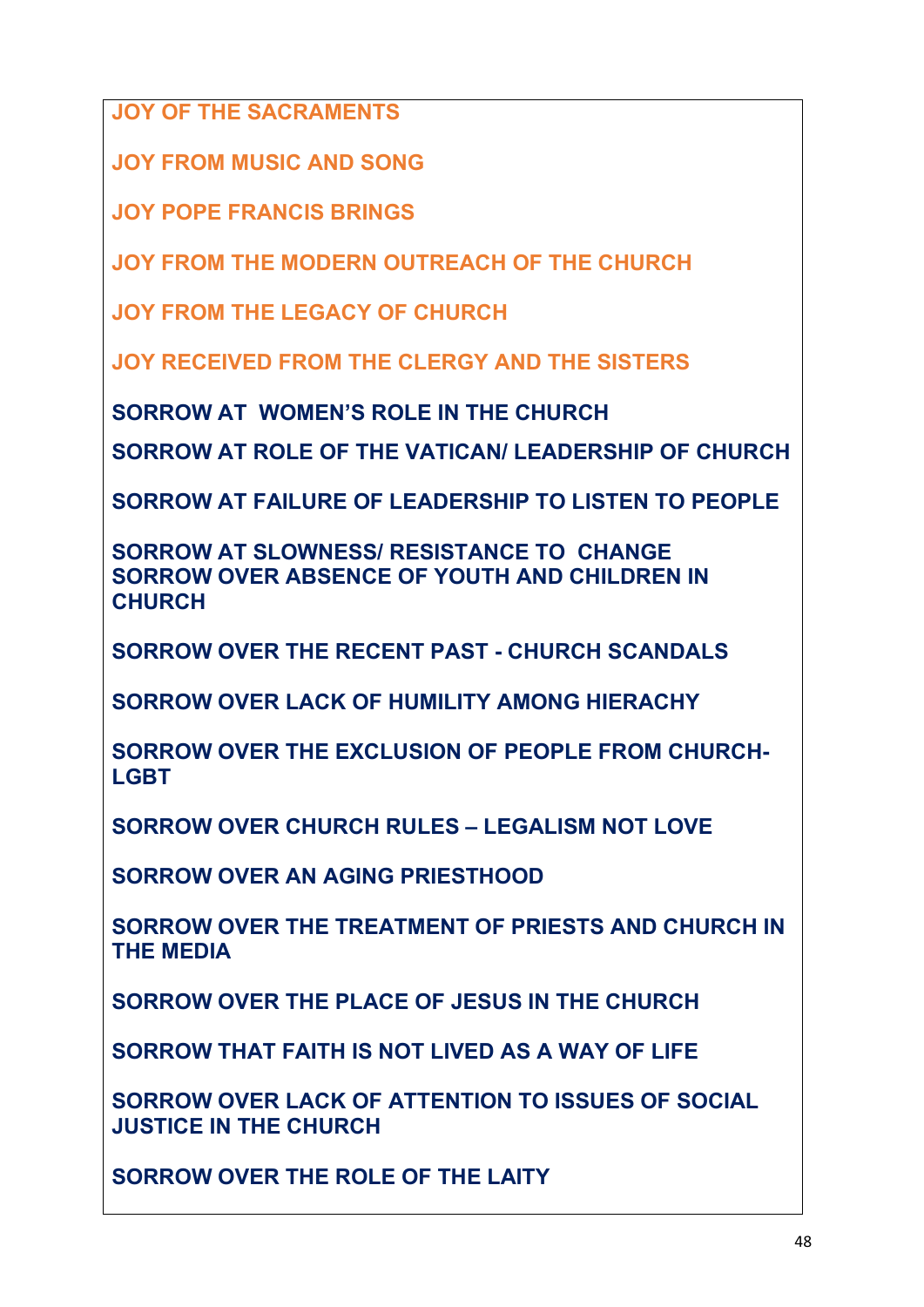**JOY OF THE SACRAMENTS**

**JOY FROM MUSIC AND SONG**

**JOY POPE FRANCIS BRINGS**

**JOY FROM THE MODERN OUTREACH OF THE CHURCH**

**JOY FROM THE LEGACY OF CHURCH**

**JOY RECEIVED FROM THE CLERGY AND THE SISTERS**

**SORROW AT WOMEN'S ROLE IN THE CHURCH**

**SORROW AT ROLE OF THE VATICAN/ LEADERSHIP OF CHURCH**

**SORROW AT FAILURE OF LEADERSHIP TO LISTEN TO PEOPLE**

**SORROW AT SLOWNESS/ RESISTANCE TO CHANGE**
**SORROW OVER ABSENCE OF YOUTH AND CHILDREN IN CHURCH**

**SORROW OVER THE RECENT PAST - CHURCH SCANDALS**

**SORROW OVER LACK OF HUMILITY AMONG HIERACHY**

**SORROW OVER THE EXCLUSION OF PEOPLE FROM CHURCH- LGBT**

**SORROW OVER CHURCH RULES – LEGALISM NOT LOVE**

**SORROW OVER AN AGING PRIESTHOOD**

**SORROW OVER THE TREATMENT OF PRIESTS AND CHURCH IN THE MEDIA**

**SORROW OVER THE PLACE OF JESUS IN THE CHURCH**

**SORROW THAT FAITH IS NOT LIVED AS A WAY OF LIFE**

**SORROW OVER LACK OF ATTENTION TO ISSUES OF SOCIAL JUSTICE IN THE CHURCH**

**SORROW OVER THE ROLE OF THE LAITY**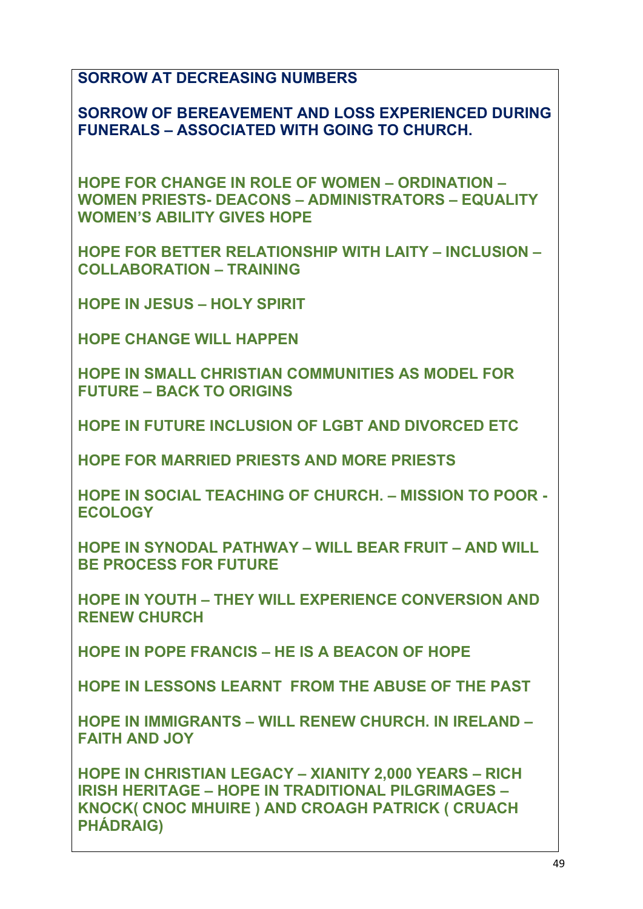**SORROW AT DECREASING NUMBERS**

**SORROW OF BEREAVEMENT AND LOSS EXPERIENCED DURING FUNERALS – ASSOCIATED WITH GOING TO CHURCH.**

**HOPE FOR CHANGE IN ROLE OF WOMEN – ORDINATION – WOMEN PRIESTS- DEACONS – ADMINISTRATORS – EQUALITY WOMEN'S ABILITY GIVES HOPE**

**HOPE FOR BETTER RELATIONSHIP WITH LAITY – INCLUSION – COLLABORATION – TRAINING**

**HOPE IN JESUS – HOLY SPIRIT**

**HOPE CHANGE WILL HAPPEN**

**HOPE IN SMALL CHRISTIAN COMMUNITIES AS MODEL FOR FUTURE – BACK TO ORIGINS**

**HOPE IN FUTURE INCLUSION OF LGBT AND DIVORCED ETC**

**HOPE FOR MARRIED PRIESTS AND MORE PRIESTS**

**HOPE IN SOCIAL TEACHING OF CHURCH. – MISSION TO POOR - ECOLOGY**

**HOPE IN SYNODAL PATHWAY – WILL BEAR FRUIT – AND WILL BE PROCESS FOR FUTURE**

**HOPE IN YOUTH – THEY WILL EXPERIENCE CONVERSION AND RENEW CHURCH**

**HOPE IN POPE FRANCIS – HE IS A BEACON OF HOPE**

**HOPE IN LESSONS LEARNT FROM THE ABUSE OF THE PAST**

**HOPE IN IMMIGRANTS – WILL RENEW CHURCH. IN IRELAND – FAITH AND JOY**

**HOPE IN CHRISTIAN LEGACY – XIANITY 2,000 YEARS – RICH IRISH HERITAGE – HOPE IN TRADITIONAL PILGRIMAGES – KNOCK( CNOC MHUIRE ) AND CROAGH PATRICK ( CRUACH PHÁDRAIG)**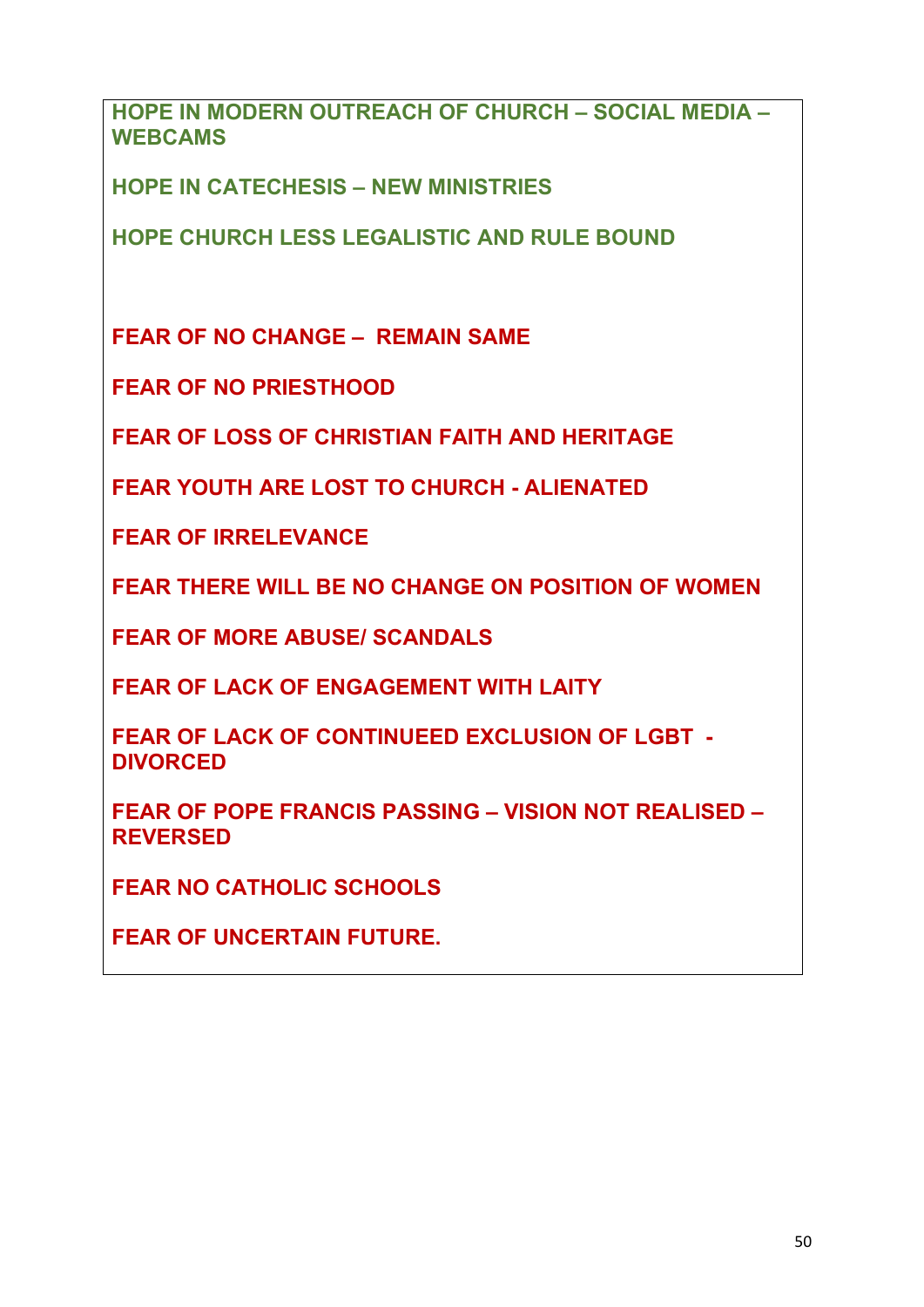**HOPE IN MODERN OUTREACH OF CHURCH – SOCIAL MEDIA – WEBCAMS**

**HOPE IN CATECHESIS – NEW MINISTRIES**

**HOPE CHURCH LESS LEGALISTIC AND RULE BOUND**

**FEAR OF NO CHANGE – REMAIN SAME**

**FEAR OF NO PRIESTHOOD**

**FEAR OF LOSS OF CHRISTIAN FAITH AND HERITAGE**

**FEAR YOUTH ARE LOST TO CHURCH - ALIENATED**

**FEAR OF IRRELEVANCE**

**FEAR THERE WILL BE NO CHANGE ON POSITION OF WOMEN**

**FEAR OF MORE ABUSE/ SCANDALS**

**FEAR OF LACK OF ENGAGEMENT WITH LAITY**

**FEAR OF LACK OF CONTINUEED EXCLUSION OF LGBT - DIVORCED**

**FEAR OF POPE FRANCIS PASSING – VISION NOT REALISED – REVERSED**

**FEAR NO CATHOLIC SCHOOLS**

**FEAR OF UNCERTAIN FUTURE.**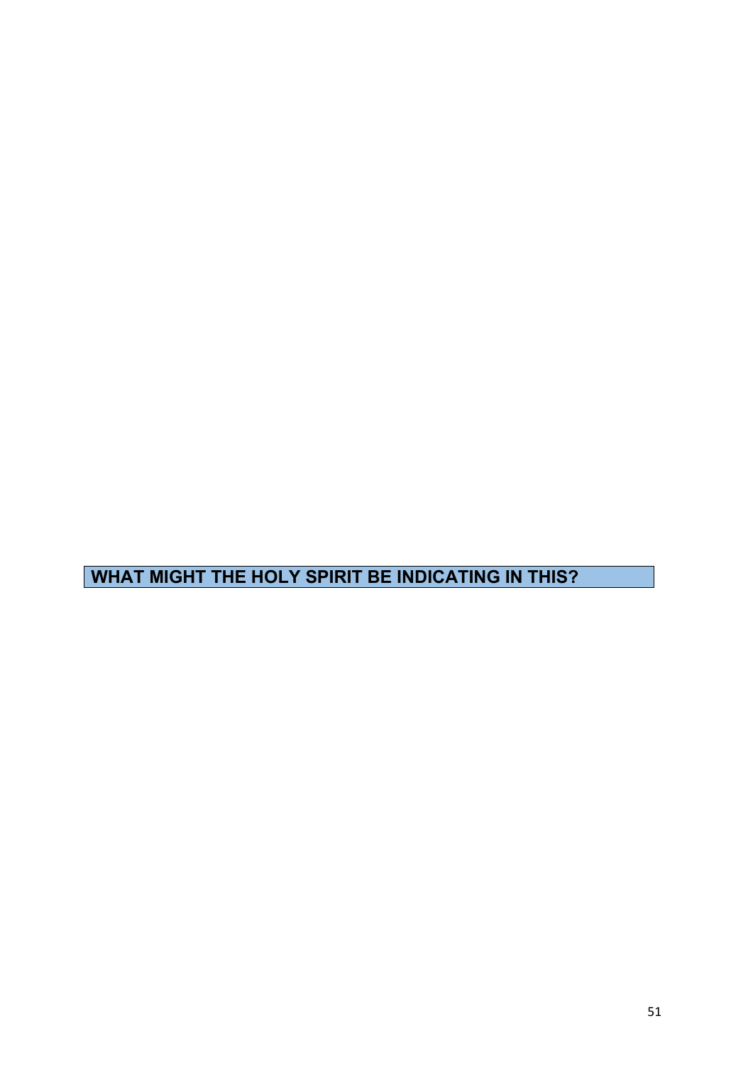**WHAT MIGHT THE HOLY SPIRIT BE INDICATING IN THIS?**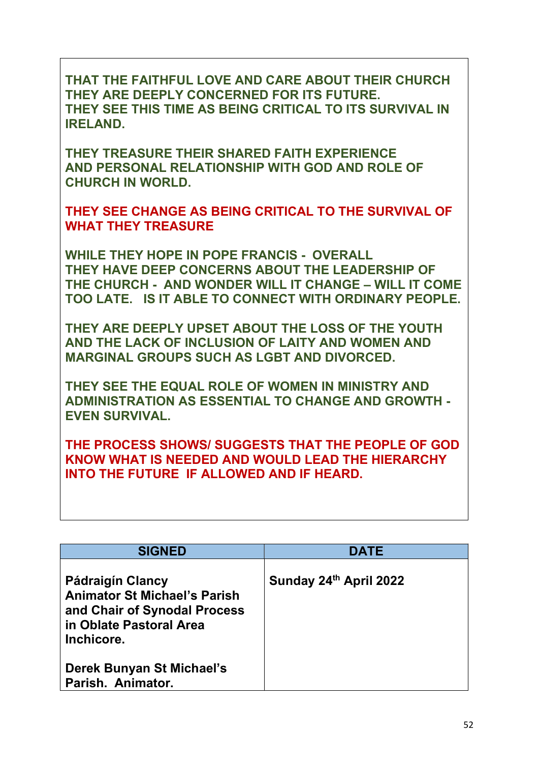**THAT THE FAITHFUL LOVE AND CARE ABOUT THEIR CHURCH THEY ARE DEEPLY CONCERNED FOR ITS FUTURE. THEY SEE THIS TIME AS BEING CRITICAL TO ITS SURVIVAL IN IRELAND.**

**THEY TREASURE THEIR SHARED FAITH EXPERIENCE AND PERSONAL RELATIONSHIP WITH GOD AND ROLE OF CHURCH IN WORLD.**

**THEY SEE CHANGE AS BEING CRITICAL TO THE SURVIVAL OF WHAT THEY TREASURE**

**WHILE THEY HOPE IN POPE FRANCIS - OVERALL THEY HAVE DEEP CONCERNS ABOUT THE LEADERSHIP OF THE CHURCH - AND WONDER WILL IT CHANGE – WILL IT COME TOO LATE. IS IT ABLE TO CONNECT WITH ORDINARY PEOPLE.**

**THEY ARE DEEPLY UPSET ABOUT THE LOSS OF THE YOUTH AND THE LACK OF INCLUSION OF LAITY AND WOMEN AND MARGINAL GROUPS SUCH AS LGBT AND DIVORCED.**

**THEY SEE THE EQUAL ROLE OF WOMEN IN MINISTRY AND ADMINISTRATION AS ESSENTIAL TO CHANGE AND GROWTH - EVEN SURVIVAL.**

**THE PROCESS SHOWS/ SUGGESTS THAT THE PEOPLE OF GOD KNOW WHAT IS NEEDED AND WOULD LEAD THE HIERARCHY INTO THE FUTURE IF ALLOWED AND IF HEARD.**

| SIGNED | DATE |
| --- | --- |
| **Pádraigín Clancy Animator St Michael's Parish and Chair of Synodal Process in Oblate Pastoral Area Inchicore.**<br><br>**Derek Bunyan St Michael's Parish. Animator.** | **Sunday 24th April 2022** |